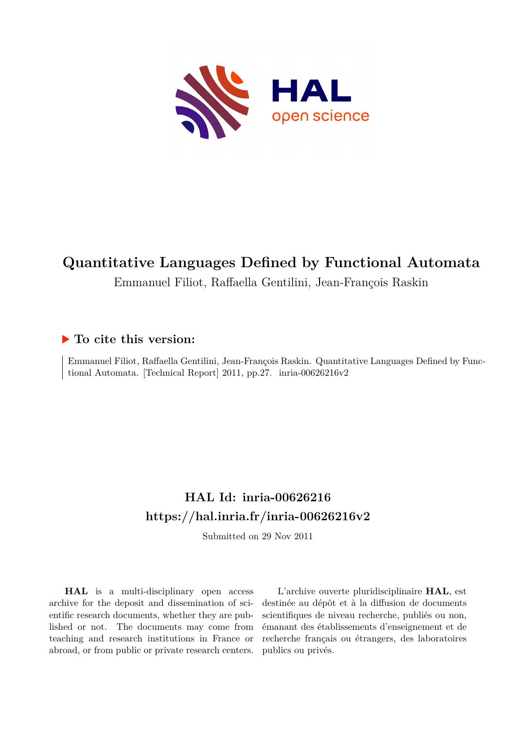# Quantitative Languages Defined by Functional Automata

Emmanuel Filiot, Raffaella Gentilini, Jean-François Raskin

## ▶ To cite this version:

Emmanuel Filiot, Raffaella Gentilini, Jean-François Raskin. Quantitative Languages Defined by Functional Automata. [Technical Report] 2011, pp.27. inria-00626216v2

## HAL Id: inria-00626216
## https://hal.inria.fr/inria-00626216v2

Submitted on 29 Nov 2011

**HAL** is a multi-disciplinary open access archive for the deposit and dissemination of scientific research documents, whether they are published or not. The documents may come from teaching and research institutions in France or abroad, or from public or private research centers.

L'archive ouverte pluridisciplinaire **HAL**, est destinée au dépôt et à la diffusion de documents scientifiques de niveau recherche, publiés ou non, émanant des établissements d'enseignement et de recherche français ou étrangers, des laboratoires publics ou privés.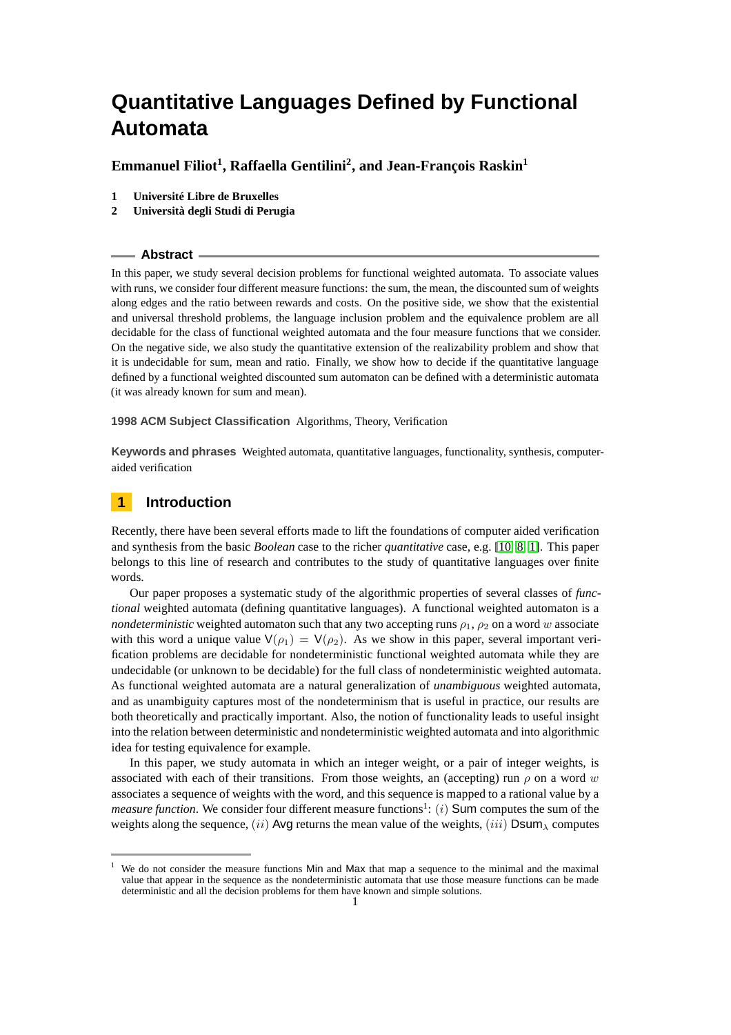# Quantitative Languages Defined by Functional Automata

**Emmanuel Filiot[1], Raffaella Gentilini[2], and Jean-François Raskin[1]**

1 **Université Libre de Bruxelles**
2 **Università degli Studi di Perugia**

## Abstract

In this paper, we study several decision problems for functional weighted automata. To associate values with runs, we consider four different measure functions: the sum, the mean, the discounted sum of weights along edges and the ratio between rewards and costs. On the positive side, we show that the existential and universal threshold problems, the language inclusion problem and the equivalence problem are all decidable for the class of functional weighted automata and the four measure functions that we consider. On the negative side, we also study the quantitative extension of the realizability problem and show that it is undecidable for sum, mean and ratio. Finally, we show how to decide if the quantitative language defined by a functional weighted discounted sum automaton can be defined with a deterministic automata (it was already known for sum and mean).

**1998 ACM Subject Classification** Algorithms, Theory, Verification

**Keywords and phrases** Weighted automata, quantitative languages, functionality, synthesis, computer-aided verification

## 1 Introduction

Recently, there have been several efforts made to lift the foundations of computer aided verification and synthesis from the basic *Boolean* case to the richer *quantitative* case, e.g. [10, 8, 1]. This paper belongs to this line of research and contributes to the study of quantitative languages over finite words.

Our paper proposes a systematic study of the algorithmic properties of several classes of *functional* weighted automata (defining quantitative languages). A functional weighted automaton is a *nondeterministic* weighted automaton such that any two accepting runs $\rho_1, \rho_2$ on a word $w$ associate with this word a unique value $\mathsf{V}(\rho_1) = \mathsf{V}(\rho_2)$. As we show in this paper, several important verification problems are decidable for nondeterministic functional weighted automata while they are undecidable (or unknown to be decidable) for the full class of nondeterministic weighted automata. As functional weighted automata are a natural generalization of *unambiguous* weighted automata, and as unambiguity captures most of the nondeterminism that is useful in practice, our results are both theoretically and practically important. Also, the notion of functionality leads to useful insight into the relation between deterministic and nondeterministic weighted automata and into algorithmic idea for testing equivalence for example.

In this paper, we study automata in which an integer weight, or a pair of integer weights, is associated with each of their transitions. From those weights, an (accepting) run $\rho$ on a word $w$ associates a sequence of weights with the word, and this sequence is mapped to a rational value by a *measure function*. We consider four different measure functions[1]: $(i)$ $\mathsf{Sum}$ computes the sum of the weights along the sequence, $(ii)$ $\mathsf{Avg}$ returns the mean value of the weights, $(iii)$ $\mathsf{Dsum}_\lambda$ computes

---

[1] We do not consider the measure functions $\mathsf{Min}$ and $\mathsf{Max}$ that map a sequence to the minimal and the maximal value that appear in the sequence as the nondeterministic automata that use those measure functions can be made deterministic and all the decision problems for them have known and simple solutions.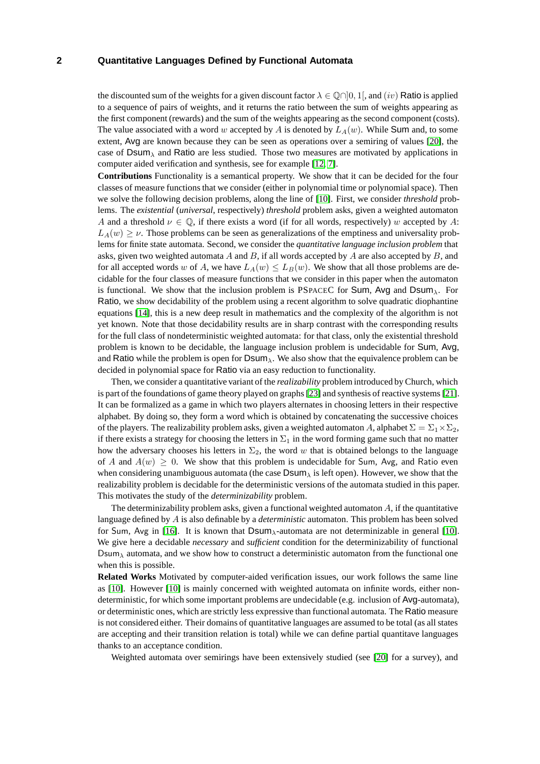the discounted sum of the weights for a given discount factor $\lambda \in \mathbb{Q} \cap ]0,1[$, and $(iv)$ Ratio is applied to a sequence of pairs of weights, and it returns the ratio between the sum of weights appearing as the first component (rewards) and the sum of the weights appearing as the second component (costs). The value associated with a word $w$ accepted by $A$ is denoted by $L_A(w)$. While Sum and, to some extent, Avg are known because they can be seen as operations over a semiring of values [20], the case of $\mathsf{Dsum}_\lambda$ and Ratio are less studied. Those two measures are motivated by applications in computer aided verification and synthesis, see for example [12, 7].

**Contributions** Functionality is a semantical property. We show that it can be decided for the four classes of measure functions that we consider (either in polynomial time or polynomial space). Then we solve the following decision problems, along the line of [10]. First, we consider *threshold* problems. The *existential* (*universal*, respectively) *threshold* problem asks, given a weighted automaton $A$ and a threshold $\nu \in \mathbb{Q}$, if there exists a word (if for all words, respectively) $w$ accepted by $A$: $L_A(w) \geq \nu$. Those problems can be seen as generalizations of the emptiness and universality problems for finite state automata. Second, we consider the *quantitative language inclusion problem* that asks, given two weighted automata $A$ and $B$, if all words accepted by $A$ are also accepted by $B$, and for all accepted words $w$ of $A$, we have $L_A(w) \leq L_B(w)$. We show that all those problems are decidable for the four classes of measure functions that we consider in this paper when the automaton is functional. We show that the inclusion problem is PSPACEC for Sum, Avg and $\mathsf{Dsum}_\lambda$. For Ratio, we show decidability of the problem using a recent algorithm to solve quadratic diophantine equations [14], this is a new deep result in mathematics and the complexity of the algorithm is not yet known. Note that those decidability results are in sharp contrast with the corresponding results for the full class of nondeterministic weighted automata: for that class, only the existential threshold problem is known to be decidable, the language inclusion problem is undecidable for Sum, Avg, and Ratio while the problem is open for $\mathsf{Dsum}_\lambda$. We also show that the equivalence problem can be decided in polynomial space for Ratio via an easy reduction to functionality.

Then, we consider a quantitative variant of the *realizability* problem introduced by Church, which is part of the foundations of game theory played on graphs [23] and synthesis of reactive systems [21]. It can be formalized as a game in which two players alternates in choosing letters in their respective alphabet. By doing so, they form a word which is obtained by concatenating the successive choices of the players. The realizability problem asks, given a weighted automaton $A$, alphabet $\Sigma = \Sigma_1 \times \Sigma_2$, if there exists a strategy for choosing the letters in $\Sigma_1$ in the word forming game such that no matter how the adversary chooses his letters in $\Sigma_2$, the word $w$ that is obtained belongs to the language of $A$ and $A(w) \geq 0$. We show that this problem is undecidable for Sum, Avg, and Ratio even when considering unambiguous automata (the case $\mathsf{Dsum}_\lambda$ is left open). However, we show that the realizability problem is decidable for the deterministic versions of the automata studied in this paper. This motivates the study of the *determinizability* problem.

The determinizability problem asks, given a functional weighted automaton $A$, if the quantitative language defined by $A$ is also definable by a *deterministic* automaton. This problem has been solved for Sum, Avg in [16]. It is known that $\mathsf{Dsum}_\lambda$-automata are not determinizable in general [10]. We give here a decidable *necessary* and *sufficient* condition for the determinizability of functional $\mathsf{Dsum}_\lambda$ automata, and we show how to construct a deterministic automaton from the functional one when this is possible.

**Related Works** Motivated by computer-aided verification issues, our work follows the same line as [10]. However [10] is mainly concerned with weighted automata on infinite words, either nondeterministic, for which some important problems are undecidable (e.g. inclusion of Avg-automata), or deterministic ones, which are strictly less expressive than functional automata. The Ratio measure is not considered either. Their domains of quantitative languages are assumed to be total (as all states are accepting and their transition relation is total) while we can define partial quantitave languages thanks to an acceptance condition.

Weighted automata over semirings have been extensively studied (see [20] for a survey), and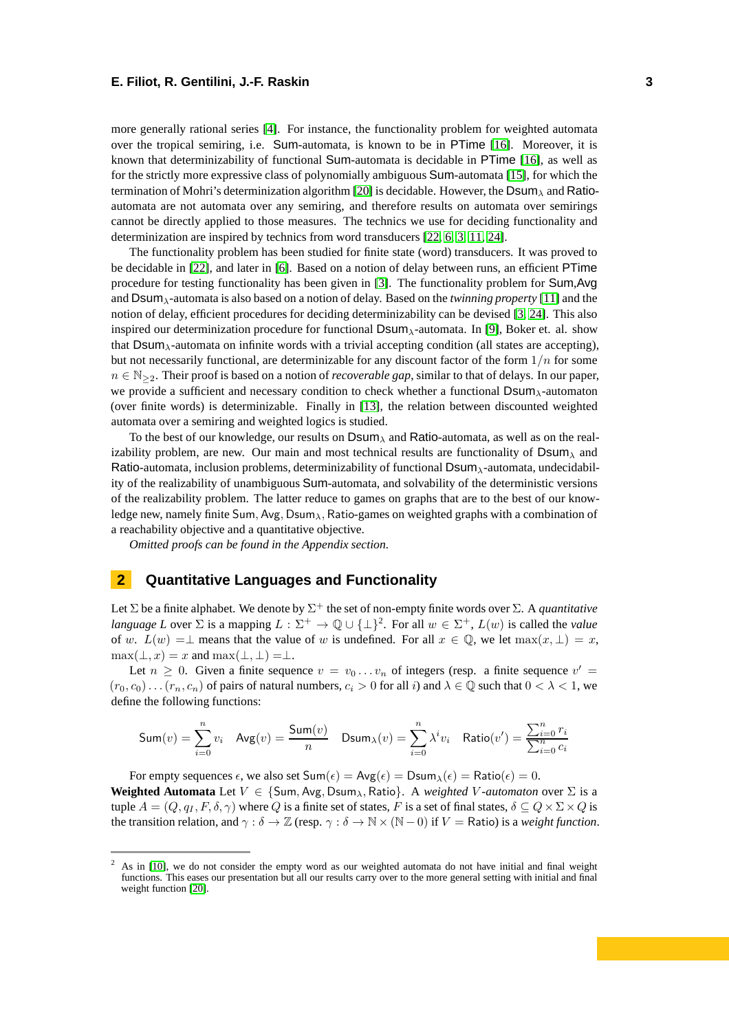more generally rational series [4]. For instance, the functionality problem for weighted automata over the tropical semiring, i.e. Sum-automata, is known to be in PTime [16]. Moreover, it is known that determinizability of functional Sum-automata is decidable in PTime [16], as well as for the strictly more expressive class of polynomially ambiguous Sum-automata [15], for which the termination of Mohri's determinization algorithm [20] is decidable. However, the $\mathsf{Dsum}_\lambda$ and Ratio-automata are not automata over any semiring, and therefore results on automata over semirings cannot be directly applied to those measures. The technics we use for deciding functionality and determinization are inspired by technics from word transducers [22, 6, 3, 11, 24].

The functionality problem has been studied for finite state (word) transducers. It was proved to be decidable in [22], and later in [6]. Based on a notion of delay between runs, an efficient PTime procedure for testing functionality has been given in [3]. The functionality problem for Sum,Avg and $\mathsf{Dsum}_\lambda$-automata is also based on a notion of delay. Based on the *twinning property* [11] and the notion of delay, efficient procedures for deciding determinizability can be devised [3, 24]. This also inspired our determinization procedure for functional $\mathsf{Dsum}_\lambda$-automata. In [9], Boker et. al. show that $\mathsf{Dsum}_\lambda$-automata on infinite words with a trivial accepting condition (all states are accepting), but not necessarily functional, are determinizable for any discount factor of the form $1/n$ for some $n \in \mathbb{N}_{\geq 2}$. Their proof is based on a notion of *recoverable gap*, similar to that of delays. In our paper, we provide a sufficient and necessary condition to check whether a functional $\mathsf{Dsum}_\lambda$-automaton (over finite words) is determinizable. Finally in [13], the relation between discounted weighted automata over a semiring and weighted logics is studied.

To the best of our knowledge, our results on $\mathsf{Dsum}_\lambda$ and Ratio-automata, as well as on the realizability problem, are new. Our main and most technical results are functionality of $\mathsf{Dsum}_\lambda$ and Ratio-automata, inclusion problems, determinizability of functional $\mathsf{Dsum}_\lambda$-automata, undecidability of the realizability of unambiguous Sum-automata, and solvability of the deterministic versions of the realizability problem. The latter reduce to games on graphs that are to the best of our knowledge new, namely finite Sum, Avg, $\mathsf{Dsum}_\lambda$, Ratio-games on weighted graphs with a combination of a reachability objective and a quantitative objective.

*Omitted proofs can be found in the Appendix section.*

## 2 Quantitative Languages and Functionality

Let $\Sigma$ be a finite alphabet. We denote by $\Sigma^+$ the set of non-empty finite words over $\Sigma$. A *quantitative language* $L$ over $\Sigma$ is a mapping $L : \Sigma^+ \to \mathbb{Q} \cup \{\bot\}$[2]. For all $w \in \Sigma^+$, $L(w)$ is called the *value* of $w$. $L(w) = \bot$ means that the value of $w$ is undefined. For all $x \in \mathbb{Q}$, we let $\max(x, \bot) = x$, $\max(\bot, x) = x$ and $\max(\bot, \bot) = \bot$.

Let $n \geq 0$. Given a finite sequence $v = v_0 \dots v_n$ of integers (resp. a finite sequence $v' = (r_0, c_0) \dots (r_n, c_n)$ of pairs of natural numbers, $c_i > 0$ for all $i$) and $\lambda \in \mathbb{Q}$ such that $0 < \lambda < 1$, we define the following functions:

$$\mathsf{Sum}(v) = \sum_{i=0}^{n} v_i \quad \mathsf{Avg}(v) = \frac{\mathsf{Sum}(v)}{n} \quad \mathsf{Dsum}_\lambda(v) = \sum_{i=0}^{n} \lambda^i v_i \quad \mathsf{Ratio}(v') = \frac{\sum_{i=0}^{n} r_i}{\sum_{i=0}^{n} c_i}$$

For empty sequences $\epsilon$, we also set $\mathsf{Sum}(\epsilon) = \mathsf{Avg}(\epsilon) = \mathsf{Dsum}_\lambda(\epsilon) = \mathsf{Ratio}(\epsilon) = 0$.

**Weighted Automata** Let $V \in \{\mathsf{Sum}, \mathsf{Avg}, \mathsf{Dsum}_\lambda, \mathsf{Ratio}\}$. A *weighted $V$-automaton* over $\Sigma$ is a tuple $A = (Q, q_I, F, \delta, \gamma)$ where $Q$ is a finite set of states, $F$ is a set of final states, $\delta \subseteq Q \times \Sigma \times Q$ is the transition relation, and $\gamma : \delta \to \mathbb{Z}$ (resp. $\gamma : \delta \to \mathbb{N} \times (\mathbb{N} - 0)$ if $V = \mathsf{Ratio}$) is a *weight function*.

[2] As in [10], we do not consider the empty word as our weighted automata do not have initial and final weight functions. This eases our presentation but all our results carry over to the more general setting with initial and final weight function [20].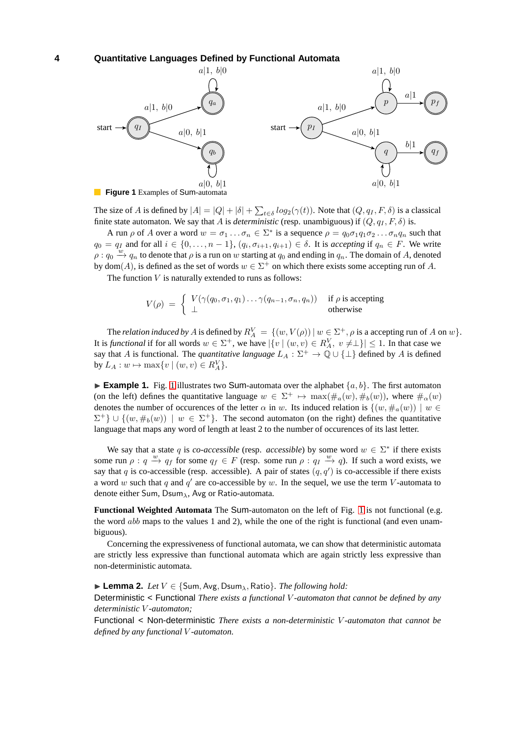**Figure 1** Examples of Sum-automata

The size of $A$ is defined by $|A| = |Q| + |\delta| + \sum_{t\in\delta} log_2(\gamma(t))$. Note that $(Q, q_I, F, \delta)$ is a classical finite state automaton. We say that $A$ is *deterministic* (resp. unambiguous) if $(Q, q_I, F, \delta)$ is.

A run $\rho$ of $A$ over a word $w = \sigma_1 \dots \sigma_n \in \Sigma^*$ is a sequence $\rho = q_0\sigma_1 q_1\sigma_2 \dots \sigma_n q_n$ such that $q_0 = q_I$ and for all $i \in \{0, \dots, n-1\}$, $(q_i, \sigma_{i+1}, q_{i+1}) \in \delta$. It is *accepting* if $q_n \in F$. We write $\rho : q_0 \xrightarrow{w} q_n$ to denote that $\rho$ is a run on $w$ starting at $q_0$ and ending in $q_n$. The domain of $A$, denoted by $\mathrm{dom}(A)$, is defined as the set of words $w \in \Sigma^+$ on which there exists some accepting run of $A$.

The function $V$ is naturally extended to runs as follows:

$$V(\rho) = \begin{cases} V(\gamma(q_0, \sigma_1, q_1) \dots \gamma(q_{n-1}, \sigma_n, q_n)) & \text{if } \rho \text{ is accepting} \\ \bot & \text{otherwise} \end{cases}$$

The *relation induced by* $A$ is defined by $R_A^V = \{(w, V(\rho)) \mid w \in \Sigma^+, \rho \text{ is a accepting run of } A \text{ on } w\}$. It is *functional* if for all words $w \in \Sigma^+$, we have $|\{v \mid (w,v) \in R_A^V,\ v \neq \bot\}| \leq 1$. In that case we say that $A$ is functional. The *quantitative language* $L_A : \Sigma^+ \to \mathbb{Q} \cup \{\bot\}$ defined by $A$ is defined by $L_A : w \mapsto \max\{v \mid (w,v) \in R_A^V\}$.

▶ **Example 1.** Fig. 1 illustrates two Sum-automata over the alphabet $\{a, b\}$. The first automaton (on the left) defines the quantitative language $w \in \Sigma^+ \mapsto \max(\#_a(w), \#_b(w))$, where $\#_\alpha(w)$ denotes the number of occurences of the letter $\alpha$ in $w$. Its induced relation is $\{(w, \#_a(w)) \mid w \in \Sigma^+\} \cup \{(w, \#_b(w)) \mid w \in \Sigma^+\}$. The second automaton (on the right) defines the quantitative language that maps any word of length at least 2 to the number of occurences of its last letter.

We say that a state $q$ is *co-accessible* (resp. *accessible*) by some word $w \in \Sigma^*$ if there exists some run $\rho : q \xrightarrow{w} q_f$ for some $q_f \in F$ (resp. some run $\rho : q_I \xrightarrow{w} q$). If such a word exists, we say that $q$ is co-accessible (resp. accessible). A pair of states $(q, q')$ is co-accessible if there exists a word $w$ such that $q$ and $q'$ are co-accessible by $w$. In the sequel, we use the term $V$-automata to denote either Sum, $\mathrm{Dsum}_\lambda$, Avg or Ratio-automata.

**Functional Weighted Automata** The Sum-automaton on the left of Fig. 1 is not functional (e.g. the word $abb$ maps to the values 1 and 2), while the one of the right is functional (and even unambiguous).

Concerning the expressiveness of functional automata, we can show that deterministic automata are strictly less expressive than functional automata which are again strictly less expressive than non-deterministic automata.

▶ **Lemma 2.** *Let* $V \in \{\mathrm{Sum}, \mathrm{Avg}, \mathrm{Dsum}_\lambda, \mathrm{Ratio}\}$. *The following hold:*

Deterministic < Functional *There exists a functional $V$-automaton that cannot be defined by any deterministic $V$-automaton;*

Functional < Non-deterministic *There exists a non-deterministic $V$-automaton that cannot be defined by any functional $V$-automaton.*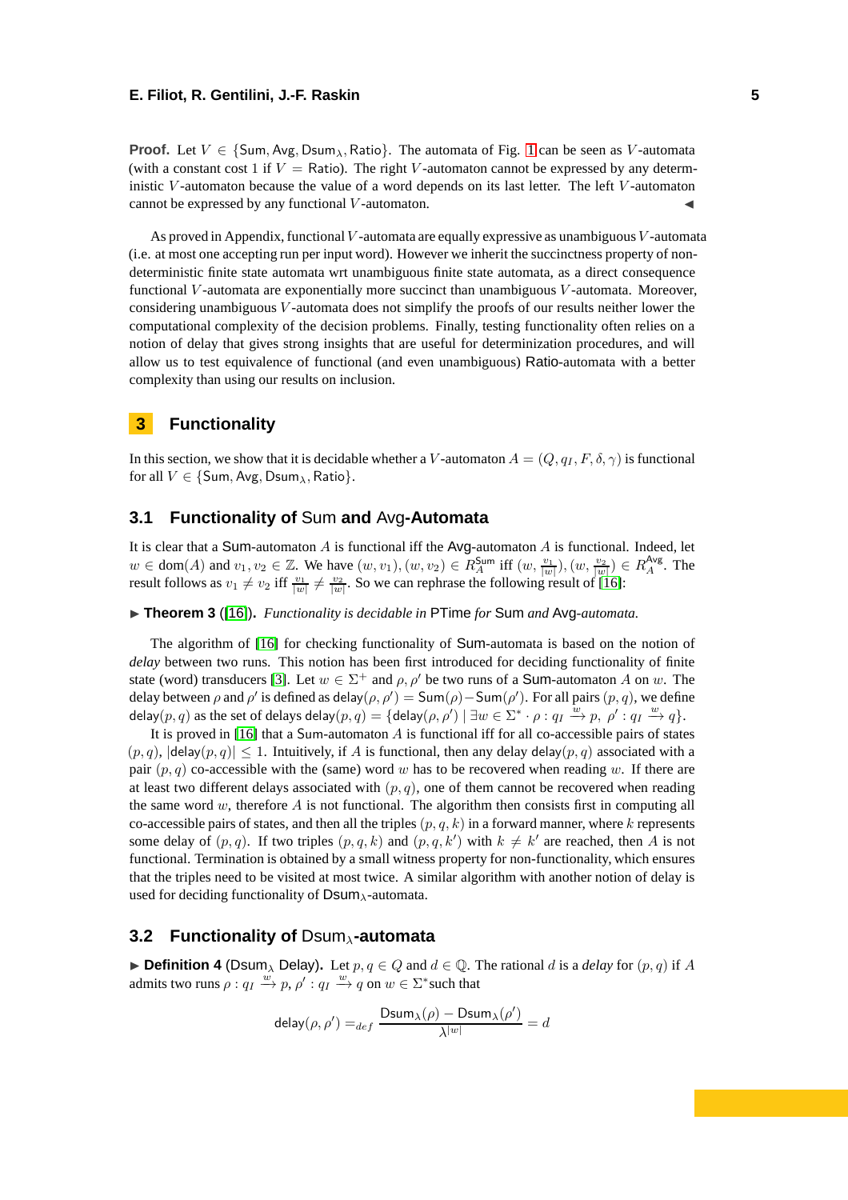**Proof.** Let $V \in \{\mathsf{Sum}, \mathsf{Avg}, \mathsf{Dsum}_\lambda, \mathsf{Ratio}\}$. The automata of Fig. 1 can be seen as $V$-automata (with a constant cost 1 if $V = \mathsf{Ratio}$). The right $V$-automaton cannot be expressed by any deterministic $V$-automaton because the value of a word depends on its last letter. The left $V$-automaton cannot be expressed by any functional $V$-automaton. ◀

As proved in Appendix, functional $V$-automata are equally expressive as unambiguous $V$-automata (i.e. at most one accepting run per input word). However we inherit the succinctness property of non-deterministic finite state automata wrt unambiguous finite state automata, as a direct consequence functional $V$-automata are exponentially more succinct than unambiguous $V$-automata. Moreover, considering unambiguous $V$-automata does not simplify the proofs of our results neither lower the computational complexity of the decision problems. Finally, testing functionality often relies on a notion of delay that gives strong insights that are useful for determinization procedures, and will allow us to test equivalence of functional (and even unambiguous) Ratio-automata with a better complexity than using our results on inclusion.

## 3 Functionality

In this section, we show that it is decidable whether a $V$-automaton $A = (Q, q_I, F, \delta, \gamma)$ is functional for all $V \in \{\mathsf{Sum}, \mathsf{Avg}, \mathsf{Dsum}_\lambda, \mathsf{Ratio}\}$.

### 3.1 Functionality of Sum and Avg-Automata

It is clear that a Sum-automaton $A$ is functional iff the Avg-automaton $A$ is functional. Indeed, let $w \in \mathrm{dom}(A)$ and $v_1, v_2 \in \mathbb{Z}$. We have $(w, v_1), (w, v_2) \in R_A^{\mathsf{Sum}}$ iff $(w, \frac{v_1}{|w|}), (w, \frac{v_2}{|w|}) \in R_A^{\mathsf{Avg}}$. The result follows as $v_1 \neq v_2$ iff $\frac{v_1}{|w|} \neq \frac{v_2}{|w|}$. So we can rephrase the following result of [16]:

▶ **Theorem 3** ([16]). *Functionality is decidable in* PTime *for* Sum *and* Avg*-automata.*

The algorithm of [16] for checking functionality of Sum-automata is based on the notion of *delay* between two runs. This notion has been first introduced for deciding functionality of finite state (word) transducers [3]. Let $w \in \Sigma^+$ and $\rho, \rho'$ be two runs of a Sum-automaton $A$ on $w$. The delay between $\rho$ and $\rho'$ is defined as $\mathsf{delay}(\rho, \rho') = \mathsf{Sum}(\rho) - \mathsf{Sum}(\rho')$. For all pairs $(p, q)$, we define $\mathsf{delay}(p, q)$ as the set of delays $\mathsf{delay}(p, q) = \{\mathsf{delay}(\rho, \rho') \mid \exists w \in \Sigma^* \cdot \rho : q_I \xrightarrow{w} p,\ \rho' : q_I \xrightarrow{w} q\}$.

It is proved in [16] that a Sum-automaton $A$ is functional iff for all co-accessible pairs of states $(p, q)$, $|\mathsf{delay}(p, q)| \leq 1$. Intuitively, if $A$ is functional, then any delay $\mathsf{delay}(p, q)$ associated with a pair $(p, q)$ co-accessible with the (same) word $w$ has to be recovered when reading $w$. If there are at least two different delays associated with $(p, q)$, one of them cannot be recovered when reading the same word $w$, therefore $A$ is not functional. The algorithm then consists first in computing all co-accessible pairs of states, and then all the triples $(p, q, k)$ in a forward manner, where $k$ represents some delay of $(p, q)$. If two triples $(p, q, k)$ and $(p, q, k')$ with $k \neq k'$ are reached, then $A$ is not functional. Termination is obtained by a small witness property for non-functionality, which ensures that the triples need to be visited at most twice. A similar algorithm with another notion of delay is used for deciding functionality of $\mathsf{Dsum}_\lambda$-automata.

### 3.2 Functionality of $\mathsf{Dsum}_\lambda$-automata

▶ **Definition 4** ($\mathsf{Dsum}_\lambda$ Delay). Let $p, q \in Q$ and $d \in \mathbb{Q}$. The rational $d$ is a *delay* for $(p, q)$ if $A$ admits two runs $\rho : q_I \xrightarrow{w} p$, $\rho' : q_I \xrightarrow{w} q$ on $w \in \Sigma^*$ such that

$$\mathsf{delay}(\rho, \rho') =_{def} \frac{\mathsf{Dsum}_\lambda(\rho) - \mathsf{Dsum}_\lambda(\rho')}{\lambda^{|w|}} = d$$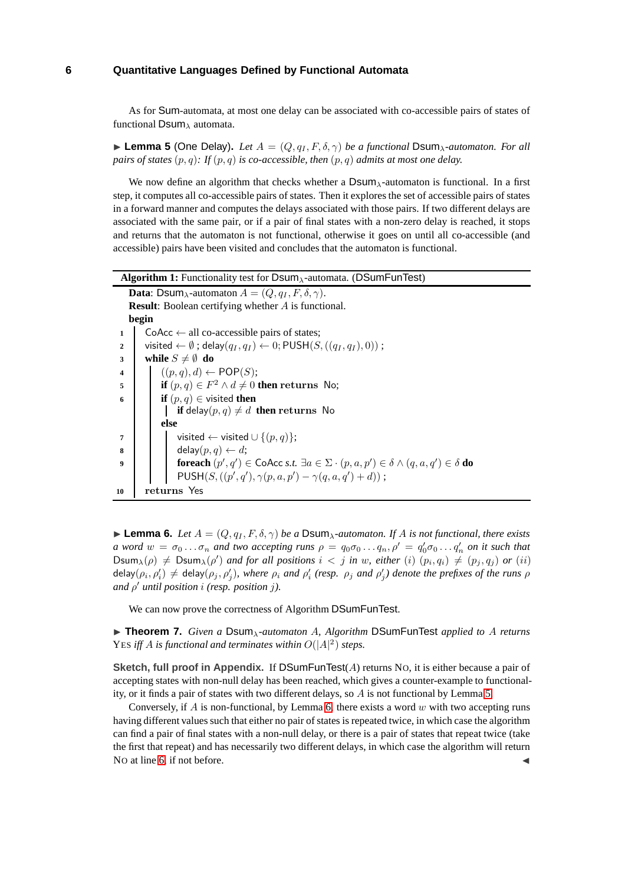As for Sum-automata, at most one delay can be associated with co-accessible pairs of states of functional $\mathsf{Dsum}_\lambda$ automata.

▶ **Lemma 5** (One Delay). *Let $A = (Q, q_I, F, \delta, \gamma)$ be a functional $\mathsf{Dsum}_\lambda$-automaton. For all pairs of states $(p, q)$: If $(p, q)$ is co-accessible, then $(p, q)$ admits at most one delay.*

We now define an algorithm that checks whether a $\mathsf{Dsum}_\lambda$-automaton is functional. In a first step, it computes all co-accessible pairs of states. Then it explores the set of accessible pairs of states in a forward manner and computes the delays associated with those pairs. If two different delays are associated with the same pair, or if a pair of final states with a non-zero delay is reached, it stops and returns that the automaton is not functional, otherwise it goes on until all co-accessible (and accessible) pairs have been visited and concludes that the automaton is functional.

**Algorithm 1:** Functionality test for $\mathsf{Dsum}_\lambda$-automata. (DSumFunTest)

```
Data: Dsum_λ-automaton A = (Q, q_I, F, δ, γ).
Result: Boolean certifying whether A is functional.
begin
1    CoAcc ← all co-accessible pairs of states;
2    visited ← ∅ ; delay(q_I, q_I) ← 0; PUSH(S, ((q_I, q_I), 0)) ;
3    while S ≠ ∅ do
4        ((p, q), d) ← POP(S);
5        if (p, q) ∈ F² ∧ d ≠ 0 then returns No;
6        if (p, q) ∈ visited then
             if delay(p, q) ≠ d then returns No
         else
7            visited ← visited ∪ {(p, q)};
8            delay(p, q) ← d;
9            foreach (p', q') ∈ CoAcc s.t. ∃a ∈ Σ · (p, a, p') ∈ δ ∧ (q, a, q') ∈ δ do
                 PUSH(S, ((p', q'), γ(p, a, p') − γ(q, a, q') + d)) ;
10   returns Yes
```

▶ **Lemma 6.** *Let $A = (Q, q_I, F, \delta, \gamma)$ be a $\mathsf{Dsum}_\lambda$-automaton. If $A$ is not functional, there exists a word $w = \sigma_0 \dots \sigma_n$ and two accepting runs $\rho = q_0\sigma_0 \dots q_n, \rho' = q'_0\sigma_0 \dots q'_n$ on it such that $\mathsf{Dsum}_\lambda(\rho) \neq \mathsf{Dsum}_\lambda(\rho')$ and for all positions $i < j$ in $w$, either $(i)$ $(p_i, q_i) \neq (p_j, q_j)$ or $(ii)$ $\mathsf{delay}(\rho_i, \rho'_i) \neq \mathsf{delay}(\rho_j, \rho'_j)$, where $\rho_i$ and $\rho'_i$ (resp. $\rho_j$ and $\rho'_j$) denote the prefixes of the runs $\rho$ and $\rho'$ until position $i$ (resp. position $j$).*

We can now prove the correctness of Algorithm DSumFunTest.

▶ **Theorem 7.** *Given a $\mathsf{Dsum}_\lambda$-automaton $A$, Algorithm DSumFunTest applied to $A$ returns* YES *iff $A$ is functional and terminates within $O(|A|^2)$ steps.*

**Sketch, full proof in Appendix.** If DSumFunTest($A$) returns NO, it is either because a pair of accepting states with non-null delay has been reached, which gives a counter-example to functionality, or it finds a pair of states with two different delays, so $A$ is not functional by Lemma 5.

Conversely, if $A$ is non-functional, by Lemma 6, there exists a word $w$ with two accepting runs having different values such that either no pair of states is repeated twice, in which case the algorithm can find a pair of final states with a non-null delay, or there is a pair of states that repeat twice (take the first that repeat) and has necessarily two different delays, in which case the algorithm will return NO at line 6, if not before. ◀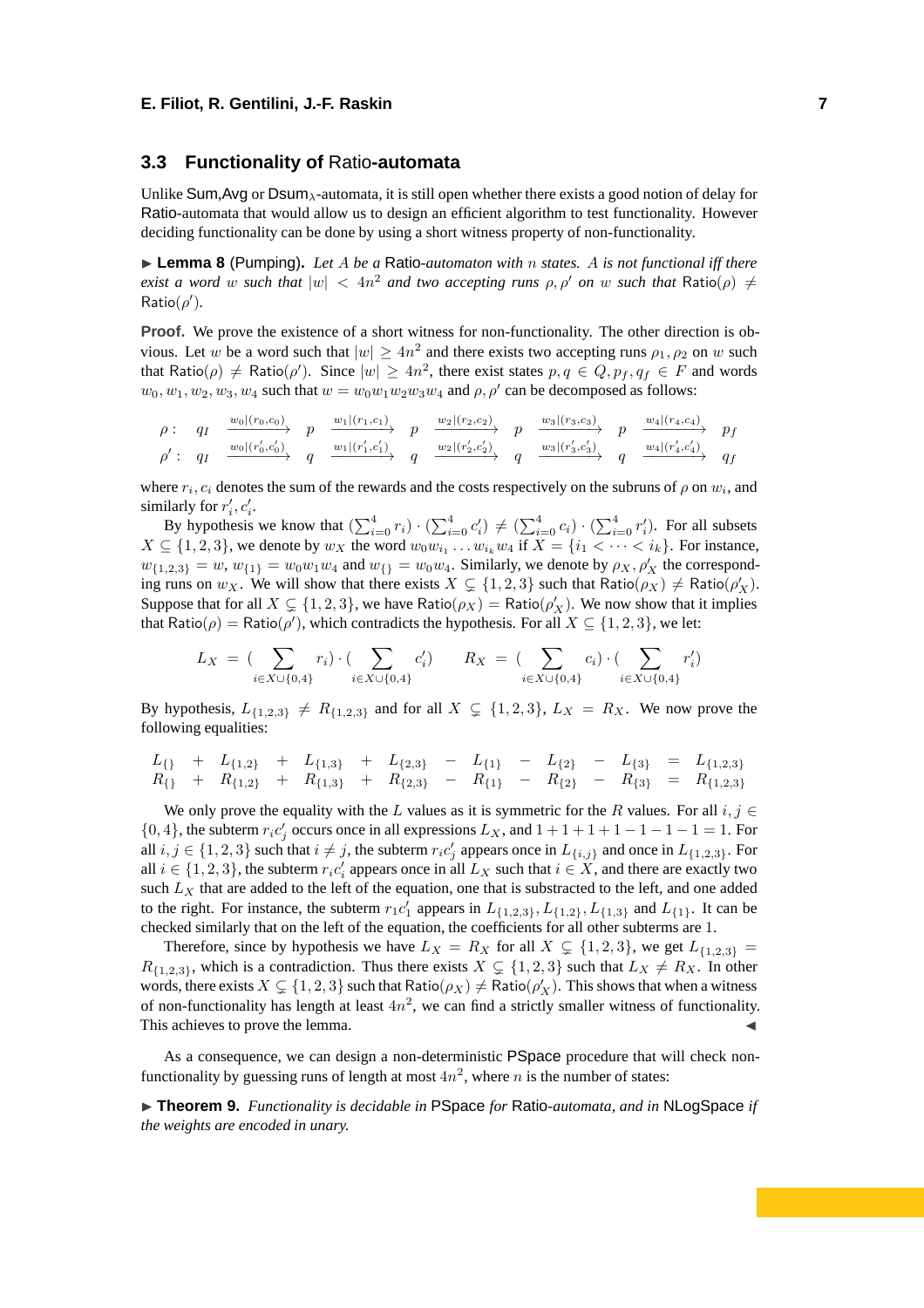### 3.3 Functionality of Ratio-automata

Unlike Sum,Avg or $\mathsf{Dsum}_\lambda$-automata, it is still open whether there exists a good notion of delay for Ratio-automata that would allow us to design an efficient algorithm to test functionality. However deciding functionality can be done by using a short witness property of non-functionality.

▶ **Lemma 8** (Pumping). *Let $A$ be a Ratio-automaton with $n$ states. $A$ is not functional iff there exist a word $w$ such that $|w| < 4n^2$ and two accepting runs $\rho, \rho'$ on $w$ such that $\mathsf{Ratio}(\rho) \neq \mathsf{Ratio}(\rho')$.*

**Proof.** We prove the existence of a short witness for non-functionality. The other direction is obvious. Let $w$ be a word such that $|w| \geq 4n^2$ and there exists two accepting runs $\rho_1, \rho_2$ on $w$ such that $\mathsf{Ratio}(\rho) \neq \mathsf{Ratio}(\rho')$. Since $|w| \geq 4n^2$, there exist states $p, q \in Q, p_f, q_f \in F$ and words $w_0, w_1, w_2, w_3, w_4$ such that $w = w_0w_1w_2w_3w_4$ and $\rho, \rho'$ can be decomposed as follows:

$$
\begin{array}{lccccccccccc}
\rho: & q_I & \xrightarrow{w_0|(r_0,c_0)} & p & \xrightarrow{w_1|(r_1,c_1)} & p & \xrightarrow{w_2|(r_2,c_2)} & p & \xrightarrow{w_3|(r_3,c_3)} & p & \xrightarrow{w_4|(r_4,c_4)} & p_f \\
\rho': & q_I & \xrightarrow{w_0|(r'_0,c'_0)} & q & \xrightarrow{w_1|(r'_1,c'_1)} & q & \xrightarrow{w_2|(r'_2,c'_2)} & q & \xrightarrow{w_3|(r'_3,c'_3)} & q & \xrightarrow{w_4|(r'_4,c'_4)} & q_f
\end{array}
$$

where $r_i, c_i$ denotes the sum of the rewards and the costs respectively on the subruns of $\rho$ on $w_i$, and similarly for $r'_i, c'_i$.

By hypothesis we know that $(\sum_{i=0}^{4} r_i) \cdot (\sum_{i=0}^{4} c'_i) \neq (\sum_{i=0}^{4} c_i) \cdot (\sum_{i=0}^{4} r'_i)$. For all subsets $X \subseteq \{1,2,3\}$, we denote by $w_X$ the word $w_0w_{i_1}\dots w_{i_k}w_4$ if $X = \{i_1 < \dots < i_k\}$. For instance, $w_{\{1,2,3\}} = w$, $w_{\{1\}} = w_0w_1w_4$ and $w_{\{\}} = w_0w_4$. Similarly, we denote by $\rho_X, \rho'_X$ the corresponding runs on $w_X$. We will show that there exists $X \subsetneq \{1,2,3\}$ such that $\mathsf{Ratio}(\rho_X) \neq \mathsf{Ratio}(\rho'_X)$. Suppose that for all $X \subsetneq \{1,2,3\}$, we have $\mathsf{Ratio}(\rho_X) = \mathsf{Ratio}(\rho'_X)$. We now show that it implies that $\mathsf{Ratio}(\rho) = \mathsf{Ratio}(\rho')$, which contradicts the hypothesis. For all $X \subseteq \{1,2,3\}$, we let:

$$
L_X = (\sum_{i \in X \cup \{0,4\}} r_i) \cdot (\sum_{i \in X \cup \{0,4\}} c'_i) \qquad R_X = (\sum_{i \in X \cup \{0,4\}} c_i) \cdot (\sum_{i \in X \cup \{0,4\}} r'_i)
$$

By hypothesis, $L_{\{1,2,3\}} \neq R_{\{1,2,3\}}$ and for all $X \subsetneq \{1,2,3\}$, $L_X = R_X$. We now prove the following equalities:

$$
\begin{array}{ccccccccccccccc}
L_{\{\}} & + & L_{\{1,2\}} & + & L_{\{1,3\}} & + & L_{\{2,3\}} & - & L_{\{1\}} & - & L_{\{2\}} & - & L_{\{3\}} & = & L_{\{1,2,3\}} \\
R_{\{\}} & + & R_{\{1,2\}} & + & R_{\{1,3\}} & + & R_{\{2,3\}} & - & R_{\{1\}} & - & R_{\{2\}} & - & R_{\{3\}} & = & R_{\{1,2,3\}}
\end{array}
$$

We only prove the equality with the $L$ values as it is symmetric for the $R$ values. For all $i, j \in \{0,4\}$, the subterm $r_ic'_j$ occurs once in all expressions $L_X$, and $1+1+1+1-1-1-1 = 1$. For all $i, j \in \{1,2,3\}$ such that $i \neq j$, the subterm $r_ic'_j$ appears once in $L_{\{i,j\}}$ and once in $L_{\{1,2,3\}}$. For all $i \in \{1,2,3\}$, the subterm $r_ic'_i$ appears once in all $L_X$ such that $i \in X$, and there are exactly two such $L_X$ that are added to the left of the equation, one that is substracted to the left, and one added to the right. For instance, the subterm $r_1c'_1$ appears in $L_{\{1,2,3\}}, L_{\{1,2\}}, L_{\{1,3\}}$ and $L_{\{1\}}$. It can be checked similarly that on the left of the equation, the coefficients for all other subterms are 1.

Therefore, since by hypothesis we have $L_X = R_X$ for all $X \subsetneq \{1,2,3\}$, we get $L_{\{1,2,3\}} = R_{\{1,2,3\}}$, which is a contradiction. Thus there exists $X \subsetneq \{1,2,3\}$ such that $L_X \neq R_X$. In other words, there exists $X \subsetneq \{1,2,3\}$ such that $\mathsf{Ratio}(\rho_X) \neq \mathsf{Ratio}(\rho'_X)$. This shows that when a witness of non-functionality has length at least $4n^2$, we can find a strictly smaller witness of functionality. This achieves to prove the lemma. ◀

As a consequence, we can design a non-deterministic PSpace procedure that will check non-functionality by guessing runs of length at most $4n^2$, where $n$ is the number of states:

▶ **Theorem 9.** *Functionality is decidable in* PSpace *for* Ratio-*automata, and in* NLogSpace *if the weights are encoded in unary.*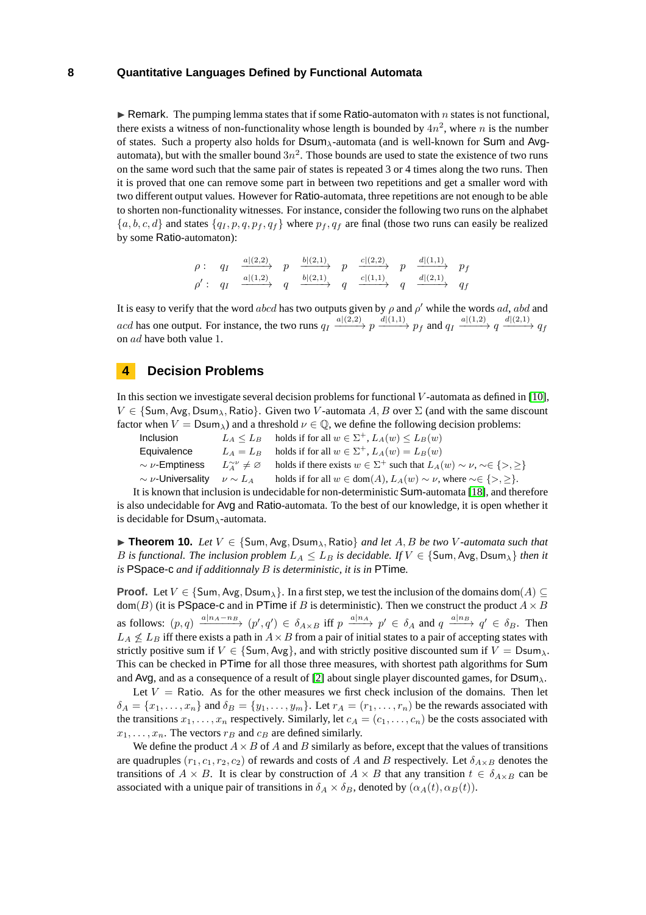▶ **Remark.** The pumping lemma states that if some Ratio-automaton with $n$ states is not functional, there exists a witness of non-functionality whose length is bounded by $4n^2$, where $n$ is the number of states. Such a property also holds for $\mathsf{Dsum}_\lambda$-automata (and is well-known for Sum and Avg-automata), but with the smaller bound $3n^2$. Those bounds are used to state the existence of two runs on the same word such that the same pair of states is repeated 3 or 4 times along the two runs. Then it is proved that one can remove some part in between two repetitions and get a smaller word with two different output values. However for Ratio-automata, three repetitions are not enough to be able to shorten non-functionality witnesses. For instance, consider the following two runs on the alphabet $\{a,b,c,d\}$ and states $\{q_I, p, q, p_f, q_f\}$ where $p_f, q_f$ are final (those two runs can easily be realized by some Ratio-automaton):

$$\rho: \quad q_I \xrightarrow{a|(2,2)} p \xrightarrow{b|(2,1)} p \xrightarrow{c|(2,2)} p \xrightarrow{d|(1,1)} p_f$$
$$\rho': \quad q_I \xrightarrow{a|(1,2)} q \xrightarrow{b|(2,1)} q \xrightarrow{c|(1,1)} q \xrightarrow{d|(2,1)} q_f$$

It is easy to verify that the word $abcd$ has two outputs given by $\rho$ and $\rho'$ while the words $ad$, $abd$ and $acd$ has one output. For instance, the two runs $q_I \xrightarrow{a|(2,2)} p \xrightarrow{d|(1,1)} p_f$ and $q_I \xrightarrow{a|(1,2)} q \xrightarrow{d|(2,1)} q_f$ on $ad$ have both value 1.

## 4 Decision Problems

In this section we investigate several decision problems for functional $V$-automata as defined in [10], $V \in \{\mathsf{Sum}, \mathsf{Avg}, \mathsf{Dsum}_\lambda, \mathsf{Ratio}\}$. Given two $V$-automata $A, B$ over $\Sigma$ (and with the same discount factor when $V = \mathsf{Dsum}_\lambda$) and a threshold $\nu \in \mathbb{Q}$, we define the following decision problems:

| | | |
|---|---|---|
| Inclusion | $L_A \leq L_B$ | holds if for all $w \in \Sigma^+$, $L_A(w) \leq L_B(w)$ |
| Equivalence | $L_A = L_B$ | holds if for all $w \in \Sigma^+$, $L_A(w) = L_B(w)$ |
| $\sim \nu$-Emptiness | $L_A^{\sim\nu} \neq \varnothing$ | holds if there exists $w \in \Sigma^+$ such that $L_A(w) \sim \nu$, $\sim \in \{>, \geq\}$ |
| $\sim \nu$-Universality | $\nu \sim L_A$ | holds if for all $w \in \mathrm{dom}(A)$, $L_A(w) \sim \nu$, where $\sim \in \{>, \geq\}$. |

It is known that inclusion is undecidable for non-deterministic Sum-automata [18], and therefore is also undecidable for Avg and Ratio-automata. To the best of our knowledge, it is open whether it is decidable for $\mathsf{Dsum}_\lambda$-automata.

▶ **Theorem 10.** *Let $V \in \{\mathsf{Sum}, \mathsf{Avg}, \mathsf{Dsum}_\lambda, \mathsf{Ratio}\}$ and let $A, B$ be two $V$-automata such that $B$ is functional. The inclusion problem $L_A \leq L_B$ is decidable. If $V \in \{\mathsf{Sum}, \mathsf{Avg}, \mathsf{Dsum}_\lambda\}$ then it is* PSpace-c *and if additionnaly $B$ is deterministic, it is in* PTime.

**Proof.** Let $V \in \{\mathsf{Sum}, \mathsf{Avg}, \mathsf{Dsum}_\lambda\}$. In a first step, we test the inclusion of the domains $\mathrm{dom}(A) \subseteq \mathrm{dom}(B)$ (it is PSpace-c and in PTime if $B$ is deterministic). Then we construct the product $A \times B$ as follows: $(p,q) \xrightarrow{a|n_A - n_B} (p',q') \in \delta_{A\times B}$ iff $p \xrightarrow{a|n_A} p' \in \delta_A$ and $q \xrightarrow{a|n_B} q' \in \delta_B$. Then $L_A \not\leq L_B$ iff there exists a path in $A \times B$ from a pair of initial states to a pair of accepting states with strictly positive sum if $V \in \{\mathsf{Sum}, \mathsf{Avg}\}$, and with strictly positive discounted sum if $V = \mathsf{Dsum}_\lambda$. This can be checked in PTime for all those three measures, with shortest path algorithms for Sum and Avg, and as a consequence of a result of [2] about single player discounted games, for $\mathsf{Dsum}_\lambda$.

Let $V = \mathsf{Ratio}$. As for the other measures we first check inclusion of the domains. Then let $\delta_A = \{x_1, \dots, x_n\}$ and $\delta_B = \{y_1, \dots, y_m\}$. Let $r_A = (r_1, \dots, r_n)$ be the rewards associated with the transitions $x_1, \dots, x_n$ respectively. Similarly, let $c_A = (c_1, \dots, c_n)$ be the costs associated with $x_1, \dots, x_n$. The vectors $r_B$ and $c_B$ are defined similarly.

We define the product $A \times B$ of $A$ and $B$ similarly as before, except that the values of transitions are quadruples $(r_1, c_1, r_2, c_2)$ of rewards and costs of $A$ and $B$ respectively. Let $\delta_{A\times B}$ denotes the transitions of $A \times B$. It is clear by construction of $A \times B$ that any transition $t \in \delta_{A\times B}$ can be associated with a unique pair of transitions in $\delta_A \times \delta_B$, denoted by $(\alpha_A(t), \alpha_B(t))$.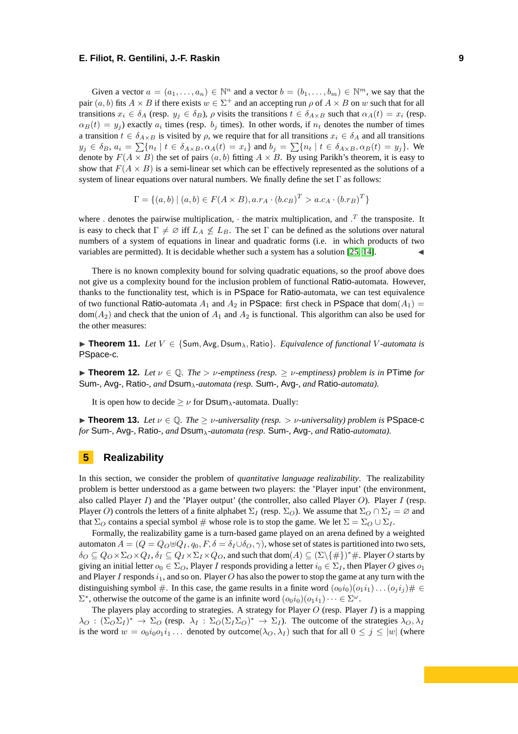Given a vector $a = (a_1, \ldots, a_n) \in \mathbb{N}^n$ and a vector $b = (b_1, \ldots, b_m) \in \mathbb{N}^m$, we say that the pair $(a, b)$ fits $A \times B$ if there exists $w \in \Sigma^+$ and an accepting run $\rho$ of $A \times B$ on $w$ such that for all transitions $x_i \in \delta_A$ (resp. $y_j \in \delta_B$), $\rho$ visits the transitions $t \in \delta_{A\times B}$ such that $\alpha_A(t) = x_i$ (resp. $\alpha_B(t) = y_j$) exactly $a_i$ times (resp. $b_j$ times). In other words, if $n_t$ denotes the number of times a transition $t \in \delta_{A\times B}$ is visited by $\rho$, we require that for all transitions $x_i \in \delta_A$ and all transitions $y_j \in \delta_B$, $a_i = \sum\{n_t \mid t \in \delta_{A\times B}, \alpha_A(t) = x_i\}$ and $b_j = \sum\{n_t \mid t \in \delta_{A\times B}, \alpha_B(t) = y_j\}$. We denote by $F(A \times B)$ the set of pairs $(a, b)$ fitting $A \times B$. By using Parikh's theorem, it is easy to show that $F(A \times B)$ is a semi-linear set which can be effectively represented as the solutions of a system of linear equations over natural numbers. We finally define the set $\Gamma$ as follows:

$$\Gamma = \{(a, b) \mid (a, b) \in F(A \times B), a.r_A \cdot (b.c_B)^T > a.c_A \cdot (b.r_B)^T\}$$

where . denotes the pairwise multiplication, $\cdot$ the matrix multiplication, and $.^T$ the transposite. It is easy to check that $\Gamma \neq \varnothing$ iff $L_A \not\leq L_B$. The set $\Gamma$ can be defined as the solutions over natural numbers of a system of equations in linear and quadratic forms (i.e. in which products of two variables are permitted). It is decidable whether such a system has a solution [25, 14]. ◀

There is no known complexity bound for solving quadratic equations, so the proof above does not give us a complexity bound for the inclusion problem of functional Ratio-automata. However, thanks to the functionality test, which is in PSpace for Ratio-automata, we can test equivalence of two functional Ratio-automata $A_1$ and $A_2$ in PSpace: first check in PSpace that $\mathrm{dom}(A_1) = \mathrm{dom}(A_2)$ and check that the union of $A_1$ and $A_2$ is functional. This algorithm can also be used for the other measures:

▶ **Theorem 11.** *Let $V \in \{\mathsf{Sum}, \mathsf{Avg}, \mathsf{Dsum}_\lambda, \mathsf{Ratio}\}$. Equivalence of functional $V$-automata is* PSpace-c*.*

▶ **Theorem 12.** *Let $\nu \in \mathbb{Q}$. The $> \nu$-emptiness (resp. $\geq \nu$-emptiness) problem is in* PTime *for* Sum-*,* Avg-*,* Ratio-*, and* $\mathsf{Dsum}_\lambda$*-automata (resp.* Sum-*,* Avg-*, and* Ratio*-automata).*

It is open how to decide $\geq \nu$ for $\mathsf{Dsum}_\lambda$-automata. Dually:

▶ **Theorem 13.** *Let $\nu \in \mathbb{Q}$. The $\geq \nu$-universality (resp. $> \nu$-universality) problem is* PSpace-c *for* Sum-*,* Avg-*,* Ratio-*, and* $\mathsf{Dsum}_\lambda$*-automata (resp.* Sum-*,* Avg-*, and* Ratio*-automata).*

## 5 Realizability

In this section, we consider the problem of *quantitative language realizability*. The realizability problem is better understood as a game between two players: the 'Player input' (the environment, also called Player $I$) and the 'Player output' (the controller, also called Player $O$). Player $I$ (resp. Player $O$) controls the letters of a finite alphabet $\Sigma_I$ (resp. $\Sigma_O$). We assume that $\Sigma_O \cap \Sigma_I = \varnothing$ and that $\Sigma_O$ contains a special symbol # whose role is to stop the game. We let $\Sigma = \Sigma_O \cup \Sigma_I$.

Formally, the realizability game is a turn-based game played on an arena defined by a weighted automaton $A = (Q = Q_O \uplus Q_I, q_0, F, \delta = \delta_I \cup \delta_O, \gamma)$, whose set of states is partitioned into two sets, $\delta_O \subseteq Q_O \times \Sigma_O \times Q_I$, $\delta_I \subseteq Q_I \times \Sigma_I \times Q_O$, and such that $\mathrm{dom}(A) \subseteq (\Sigma \backslash \{\#\})^* \#$. Player $O$ starts by giving an initial letter $o_0 \in \Sigma_O$, Player $I$ responds providing a letter $i_0 \in \Sigma_I$, then Player $O$ gives $o_1$ and Player $I$ responds $i_1$, and so on. Player $O$ has also the power to stop the game at any turn with the distinguishing symbol #. In this case, the game results in a finite word $(o_0 i_0)(o_1 i_1) \ldots (o_j i_j)\# \in \Sigma^*$, otherwise the outcome of the game is an infinite word $(o_0 i_0)(o_1 i_1) \cdots \in \Sigma^\omega$.

The players play according to strategies. A strategy for Player $O$ (resp. Player $I$) is a mapping $\lambda_O : (\Sigma_O \Sigma_I)^* \to \Sigma_O$ (resp. $\lambda_I : \Sigma_O(\Sigma_I \Sigma_O)^* \to \Sigma_I$). The outcome of the strategies $\lambda_O, \lambda_I$ is the word $w = o_0 i_0 o_1 i_1 \ldots$ denoted by $\mathsf{outcome}(\lambda_O, \lambda_I)$ such that for all $0 \leq j \leq |w|$ (where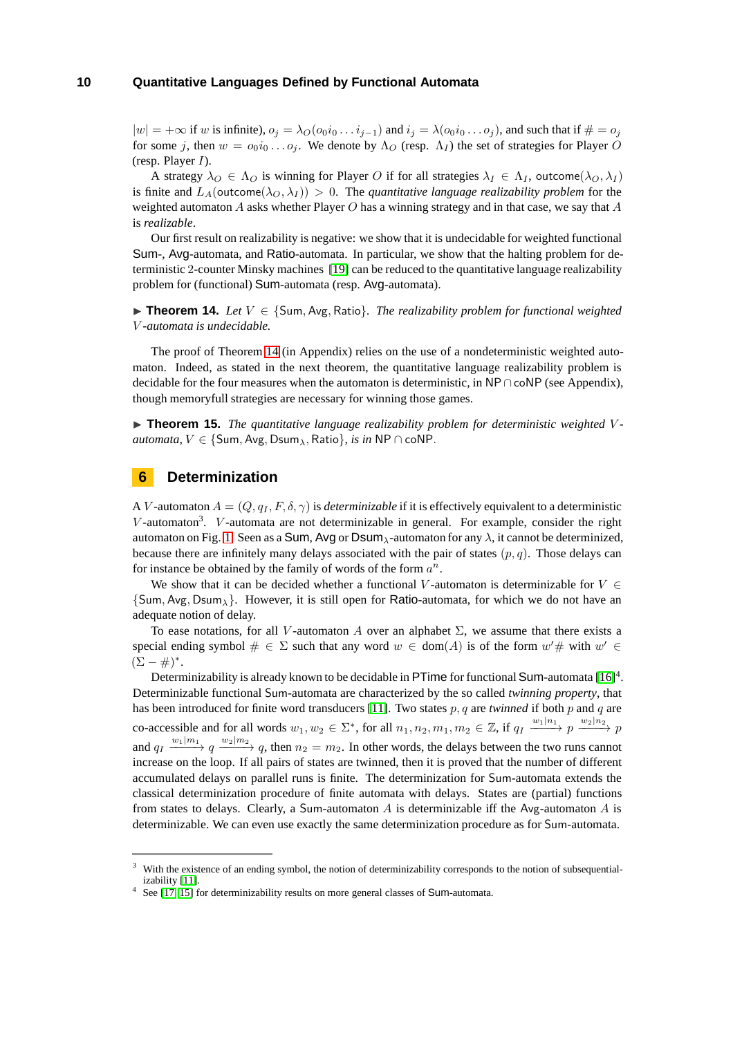$|w| = +\infty$ if $w$ is infinite), $o_j = \lambda_O(o_0 i_0 \dots i_{j-1})$ and $i_j = \lambda(o_0 i_0 \dots o_j)$, and such that if $\# = o_j$ for some $j$, then $w = o_0 i_0 \dots o_j$. We denote by $\Lambda_O$ (resp. $\Lambda_I$) the set of strategies for Player $O$ (resp. Player $I$).

A strategy $\lambda_O \in \Lambda_O$ is winning for Player $O$ if for all strategies $\lambda_I \in \Lambda_I$, $\mathsf{outcome}(\lambda_O, \lambda_I)$ is finite and $L_A(\mathsf{outcome}(\lambda_O, \lambda_I)) > 0$. The *quantitative language realizability problem* for the weighted automaton $A$ asks whether Player $O$ has a winning strategy and in that case, we say that $A$ is *realizable*.

Our first result on realizability is negative: we show that it is undecidable for weighted functional Sum-, Avg-automata, and Ratio-automata. In particular, we show that the halting problem for deterministic 2-counter Minsky machines [19] can be reduced to the quantitative language realizability problem for (functional) Sum-automata (resp. Avg-automata).

▶ **Theorem 14.** *Let $V \in \{\mathsf{Sum}, \mathsf{Avg}, \mathsf{Ratio}\}$. The realizability problem for functional weighted $V$-automata is undecidable.*

The proof of Theorem 14 (in Appendix) relies on the use of a nondeterministic weighted automaton. Indeed, as stated in the next theorem, the quantitative language realizability problem is decidable for the four measures when the automaton is deterministic, in NP ∩ coNP (see Appendix), though memoryfull strategies are necessary for winning those games.

▶ **Theorem 15.** *The quantitative language realizability problem for deterministic weighted $V$-automata, $V \in \{\mathsf{Sum}, \mathsf{Avg}, \mathsf{Dsum}_\lambda, \mathsf{Ratio}\}$, is in NP ∩ coNP.*

## 6 Determinization

A $V$-automaton $A = (Q, q_I, F, \delta, \gamma)$ is *determinizable* if it is effectively equivalent to a deterministic $V$-automaton[3]. $V$-automata are not determinizable in general. For example, consider the right automaton on Fig. 1. Seen as a Sum, Avg or $\mathsf{Dsum}_\lambda$-automaton for any $\lambda$, it cannot be determinized, because there are infinitely many delays associated with the pair of states $(p, q)$. Those delays can for instance be obtained by the family of words of the form $a^n$.

We show that it can be decided whether a functional $V$-automaton is determinizable for $V \in \{\mathsf{Sum}, \mathsf{Avg}, \mathsf{Dsum}_\lambda\}$. However, it is still open for Ratio-automata, for which we do not have an adequate notion of delay.

To ease notations, for all $V$-automaton $A$ over an alphabet $\Sigma$, we assume that there exists a special ending symbol $\# \in \Sigma$ such that any word $w \in \mathsf{dom}(A)$ is of the form $w'\#$ with $w' \in (\Sigma - \#)^*$.

Determinizability is already known to be decidable in PTime for functional Sum-automata [16][4]. Determinizable functional Sum-automata are characterized by the so called *twinning property*, that has been introduced for finite word transducers [11]. Two states $p, q$ are *twinned* if both $p$ and $q$ are co-accessible and for all words $w_1, w_2 \in \Sigma^*$, for all $n_1, n_2, m_1, m_2 \in \mathbb{Z}$, if $q_I \xrightarrow{w_1|n_1} p \xrightarrow{w_2|n_2} p$ and $q_I \xrightarrow{w_1|m_1} q \xrightarrow{w_2|m_2} q$, then $n_2 = m_2$. In other words, the delays between the two runs cannot increase on the loop. If all pairs of states are twinned, then it is proved that the number of different accumulated delays on parallel runs is finite. The determinization for Sum-automata extends the classical determinization procedure of finite automata with delays. States are (partial) functions from states to delays. Clearly, a Sum-automaton $A$ is determinizable iff the Avg-automaton $A$ is determinizable. We can even use exactly the same determinization procedure as for Sum-automata.

---

[3] With the existence of an ending symbol, the notion of determinizability corresponds to the notion of subsequentializability [11].

[4] See [17, 15] for determinizability results on more general classes of Sum-automata.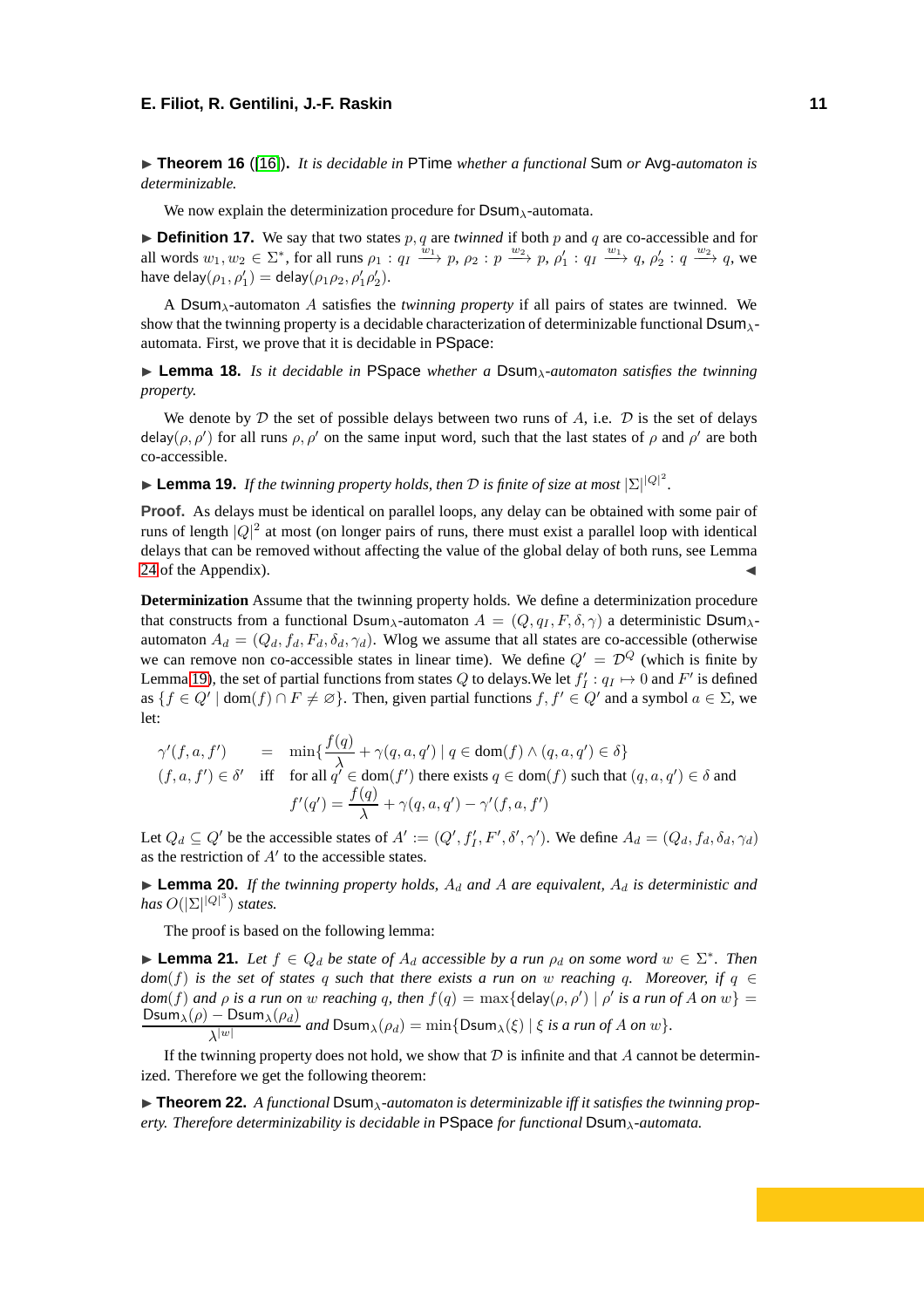▶ **Theorem 16** ([16]). *It is decidable in* PTime *whether a functional* Sum *or* Avg*-automaton is determinizable.*

We now explain the determinization procedure for $\mathsf{Dsum}_\lambda$-automata.

▶ **Definition 17.** We say that two states $p, q$ are *twinned* if both $p$ and $q$ are co-accessible and for all words $w_1, w_2 \in \Sigma^*$, for all runs $\rho_1 : q_I \xrightarrow{w_1} p$, $\rho_2 : p \xrightarrow{w_2} p$, $\rho_1' : q_I \xrightarrow{w_1} q$, $\rho_2' : q \xrightarrow{w_2} q$, we have $\mathsf{delay}(\rho_1, \rho_1') = \mathsf{delay}(\rho_1\rho_2, \rho_1'\rho_2')$.

A $\mathsf{Dsum}_\lambda$-automaton $A$ satisfies the *twinning property* if all pairs of states are twinned. We show that the twinning property is a decidable characterization of determinizable functional $\mathsf{Dsum}_\lambda$-automata. First, we prove that it is decidable in PSpace:

▶ **Lemma 18.** *Is it decidable in* PSpace *whether a* $\mathsf{Dsum}_\lambda$*-automaton satisfies the twinning property.*

We denote by $\mathcal{D}$ the set of possible delays between two runs of $A$, i.e. $\mathcal{D}$ is the set of delays $\mathsf{delay}(\rho, \rho')$ for all runs $\rho, \rho'$ on the same input word, such that the last states of $\rho$ and $\rho'$ are both co-accessible.

▶ **Lemma 19.** *If the twinning property holds, then* $\mathcal{D}$ *is finite of size at most* $|\Sigma|^{|Q|^2}$*.*

**Proof.** As delays must be identical on parallel loops, any delay can be obtained with some pair of runs of length $|Q|^2$ at most (on longer pairs of runs, there must exist a parallel loop with identical delays that can be removed without affecting the value of the global delay of both runs, see Lemma 24 of the Appendix). ◀

**Determinization** Assume that the twinning property holds. We define a determinization procedure that constructs from a functional $\mathsf{Dsum}_\lambda$-automaton $A = (Q, q_I, F, \delta, \gamma)$ a deterministic $\mathsf{Dsum}_\lambda$-automaton $A_d = (Q_d, f_d, F_d, \delta_d, \gamma_d)$. Wlog we assume that all states are co-accessible (otherwise we can remove non co-accessible states in linear time). We define $Q' = \mathcal{D}^Q$ (which is finite by Lemma 19), the set of partial functions from states $Q$ to delays.We let $f_I' : q_I \mapsto 0$ and $F'$ is defined as $\{f \in Q' \mid \mathrm{dom}(f) \cap F \neq \varnothing\}$. Then, given partial functions $f, f' \in Q'$ and a symbol $a \in \Sigma$, we let:

$$
\begin{array}{rcl}
\gamma'(f, a, f') & = & \min\{\dfrac{f(q)}{\lambda} + \gamma(q, a, q') \mid q \in \mathrm{dom}(f) \wedge (q, a, q') \in \delta\} \\
(f, a, f') \in \delta' & \text{iff} & \text{for all } q' \in \mathrm{dom}(f') \text{ there exists } q \in \mathrm{dom}(f) \text{ such that } (q, a, q') \in \delta \text{ and} \\
 & & f'(q') = \dfrac{f(q)}{\lambda} + \gamma(q, a, q') - \gamma'(f, a, f')
\end{array}
$$

Let $Q_d \subseteq Q'$ be the accessible states of $A' := (Q', f_I', F', \delta', \gamma')$. We define $A_d = (Q_d, f_d, \delta_d, \gamma_d)$ as the restriction of $A'$ to the accessible states.

▶ **Lemma 20.** *If the twinning property holds,* $A_d$ *and* $A$ *are equivalent,* $A_d$ *is deterministic and has* $O(|\Sigma|^{|Q|^3})$ *states.*

The proof is based on the following lemma:

▶ **Lemma 21.** *Let* $f \in Q_d$ *be state of* $A_d$ *accessible by a run* $\rho_d$ *on some word* $w \in \Sigma^*$*. Then* $dom(f)$ *is the set of states* $q$ *such that there exists a run on* $w$ *reaching* $q$*. Moreover, if* $q \in dom(f)$ *and* $\rho$ *is a run on* $w$ *reaching* $q$*, then* $f(q) = \max\{\mathsf{delay}(\rho, \rho') \mid \rho'$ *is a run of* $A$ *on* $w\} = \dfrac{\mathsf{Dsum}_\lambda(\rho) - \mathsf{Dsum}_\lambda(\rho_d)}{\lambda^{|w|}}$ *and* $\mathsf{Dsum}_\lambda(\rho_d) = \min\{\mathsf{Dsum}_\lambda(\xi) \mid \xi$ *is a run of* $A$ *on* $w\}$*.*

If the twinning property does not hold, we show that $\mathcal{D}$ is infinite and that $A$ cannot be determinized. Therefore we get the following theorem:

▶ **Theorem 22.** *A functional* $\mathsf{Dsum}_\lambda$*-automaton is determinizable iff it satisfies the twinning property. Therefore determinizability is decidable in* PSpace *for functional* $\mathsf{Dsum}_\lambda$*-automata.*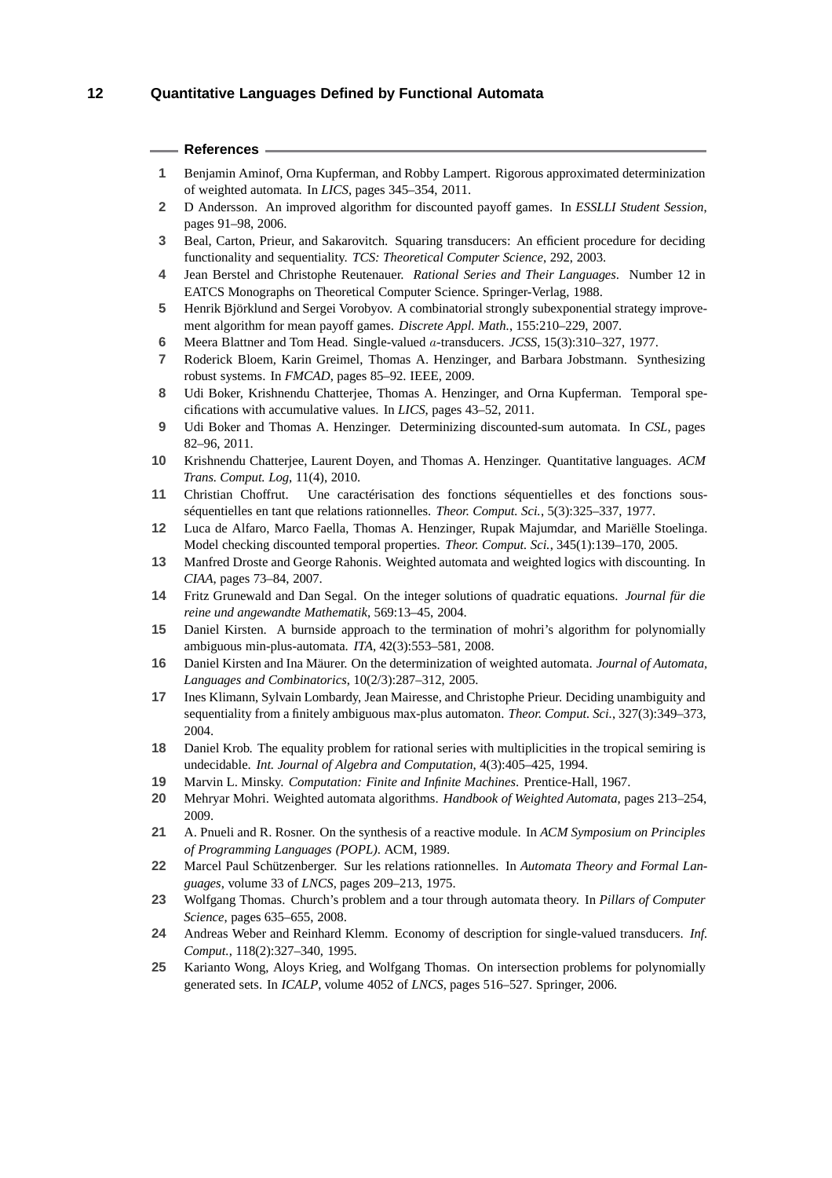## References

1. Benjamin Aminof, Orna Kupferman, and Robby Lampert. Rigorous approximated determinization of weighted automata. In *LICS*, pages 345–354, 2011.
2. D Andersson. An improved algorithm for discounted payoff games. In *ESSLLI Student Session*, pages 91–98, 2006.
3. Beal, Carton, Prieur, and Sakarovitch. Squaring transducers: An efficient procedure for deciding functionality and sequentiality. *TCS: Theoretical Computer Science*, 292, 2003.
4. Jean Berstel and Christophe Reutenauer. *Rational Series and Their Languages*. Number 12 in EATCS Monographs on Theoretical Computer Science. Springer-Verlag, 1988.
5. Henrik Björklund and Sergei Vorobyov. A combinatorial strongly subexponential strategy improvement algorithm for mean payoff games. *Discrete Appl. Math.*, 155:210–229, 2007.
6. Meera Blattner and Tom Head. Single-valued $a$-transducers. *JCSS*, 15(3):310–327, 1977.
7. Roderick Bloem, Karin Greimel, Thomas A. Henzinger, and Barbara Jobstmann. Synthesizing robust systems. In *FMCAD*, pages 85–92. IEEE, 2009.
8. Udi Boker, Krishnendu Chatterjee, Thomas A. Henzinger, and Orna Kupferman. Temporal specifications with accumulative values. In *LICS*, pages 43–52, 2011.
9. Udi Boker and Thomas A. Henzinger. Determinizing discounted-sum automata. In *CSL*, pages 82–96, 2011.
10. Krishnendu Chatterjee, Laurent Doyen, and Thomas A. Henzinger. Quantitative languages. *ACM Trans. Comput. Log*, 11(4), 2010.
11. Christian Choffrut. Une caractérisation des fonctions séquentielles et des fonctions sous-séquentielles en tant que relations rationnelles. *Theor. Comput. Sci.*, 5(3):325–337, 1977.
12. Luca de Alfaro, Marco Faella, Thomas A. Henzinger, Rupak Majumdar, and Mariëlle Stoelinga. Model checking discounted temporal properties. *Theor. Comput. Sci.*, 345(1):139–170, 2005.
13. Manfred Droste and George Rahonis. Weighted automata and weighted logics with discounting. In *CIAA*, pages 73–84, 2007.
14. Fritz Grunewald and Dan Segal. On the integer solutions of quadratic equations. *Journal für die reine und angewandte Mathematik*, 569:13–45, 2004.
15. Daniel Kirsten. A burnside approach to the termination of mohri's algorithm for polynomially ambiguous min-plus-automata. *ITA*, 42(3):553–581, 2008.
16. Daniel Kirsten and Ina Mäurer. On the determinization of weighted automata. *Journal of Automata, Languages and Combinatorics*, 10(2/3):287–312, 2005.
17. Ines Klimann, Sylvain Lombardy, Jean Mairesse, and Christophe Prieur. Deciding unambiguity and sequentiality from a finitely ambiguous max-plus automaton. *Theor. Comput. Sci.*, 327(3):349–373, 2004.
18. Daniel Krob. The equality problem for rational series with multiplicities in the tropical semiring is undecidable. *Int. Journal of Algebra and Computation*, 4(3):405–425, 1994.
19. Marvin L. Minsky. *Computation: Finite and Infinite Machines*. Prentice-Hall, 1967.
20. Mehryar Mohri. Weighted automata algorithms. *Handbook of Weighted Automata*, pages 213–254, 2009.
21. A. Pnueli and R. Rosner. On the synthesis of a reactive module. In *ACM Symposium on Principles of Programming Languages (POPL)*. ACM, 1989.
22. Marcel Paul Schützenberger. Sur les relations rationnelles. In *Automata Theory and Formal Languages*, volume 33 of *LNCS*, pages 209–213, 1975.
23. Wolfgang Thomas. Church's problem and a tour through automata theory. In *Pillars of Computer Science*, pages 635–655, 2008.
24. Andreas Weber and Reinhard Klemm. Economy of description for single-valued transducers. *Inf. Comput.*, 118(2):327–340, 1995.
25. Karianto Wong, Aloys Krieg, and Wolfgang Thomas. On intersection problems for polynomially generated sets. In *ICALP*, volume 4052 of *LNCS*, pages 516–527. Springer, 2006.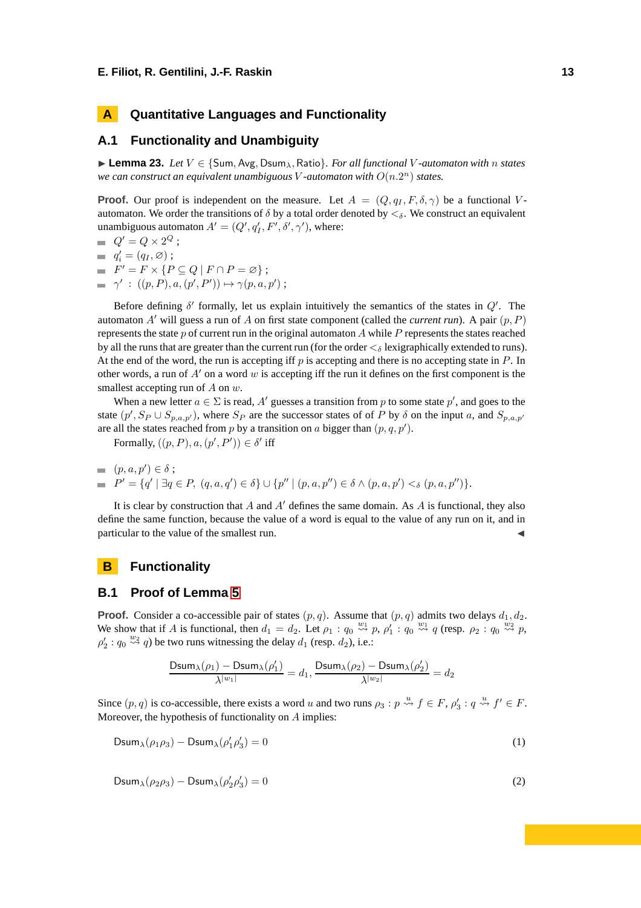# A Quantitative Languages and Functionality

## A.1 Functionality and Unambiguity

▶ **Lemma 23.** *Let $V \in \{\mathsf{Sum}, \mathsf{Avg}, \mathsf{Dsum}_\lambda, \mathsf{Ratio}\}$. For all functional $V$-automaton with $n$ states we can construct an equivalent unambiguous $V$-automaton with $O(n.2^n)$ states.*

**Proof.** Our proof is independent on the measure. Let $A = (Q, q_I, F, \delta, \gamma)$ be a functional $V$-automaton. We order the transitions of $\delta$ by a total order denoted by $<_\delta$. We construct an equivalent unambiguous automaton $A' = (Q', q'_I, F', \delta', \gamma')$, where:

- $Q' = Q \times 2^Q$ ;
- $q'_i = (q_I, \varnothing)$ ;
- $F' = F \times \{P \subseteq Q \mid F \cap P = \varnothing\}$ ;
- $\gamma' \ : \ ((p, P), a, (p', P')) \mapsto \gamma(p, a, p')$ ;

Before defining $\delta'$ formally, let us explain intuitively the semantics of the states in $Q'$. The automaton $A'$ will guess a run of $A$ on first state component (called the *current run*). A pair $(p, P)$ represents the state $p$ of current run in the original automaton $A$ while $P$ represents the states reached by all the runs that are greater than the current run (for the order $<_\delta$ lexigraphically extended to runs). At the end of the word, the run is accepting iff $p$ is accepting and there is no accepting state in $P$. In other words, a run of $A'$ on a word $w$ is accepting iff the run it defines on the first component is the smallest accepting run of $A$ on $w$.

When a new letter $a \in \Sigma$ is read, $A'$ guesses a transition from $p$ to some state $p'$, and goes to the state $(p', S_P \cup S_{p,a,p'})$, where $S_P$ are the successor states of of $P$ by $\delta$ on the input $a$, and $S_{p,a,p'}$ are all the states reached from $p$ by a transition on $a$ bigger than $(p, q, p')$.

Formally, $((p, P), a, (p', P')) \in \delta'$ iff

- $(p, a, p') \in \delta$ ;
- $P' = \{q' \mid \exists q \in P,\ (q, a, q') \in \delta\} \cup \{p'' \mid (p, a, p'') \in \delta \wedge (p, a, p') <_\delta (p, a, p'')\}$.

It is clear by construction that $A$ and $A'$ defines the same domain. As $A$ is functional, they also define the same function, because the value of a word is equal to the value of any run on it, and in particular to the value of the smallest run. ◀

# B Functionality

## B.1 Proof of Lemma 5

**Proof.** Consider a co-accessible pair of states $(p, q)$. Assume that $(p, q)$ admits two delays $d_1, d_2$. We show that if $A$ is functional, then $d_1 = d_2$. Let $\rho_1 : q_0 \overset{w_1}{\rightsquigarrow} p$, $\rho'_1 : q_0 \overset{w_1}{\rightsquigarrow} q$ (resp. $\rho_2 : q_0 \overset{w_2}{\rightsquigarrow} p$, $\rho'_2 : q_0 \overset{w_2}{\rightsquigarrow} q$) be two runs witnessing the delay $d_1$ (resp. $d_2$), i.e.:

$$\frac{\mathsf{Dsum}_\lambda(\rho_1) - \mathsf{Dsum}_\lambda(\rho'_1)}{\lambda^{|w_1|}} = d_1, \frac{\mathsf{Dsum}_\lambda(\rho_2) - \mathsf{Dsum}_\lambda(\rho'_2)}{\lambda^{|w_2|}} = d_2$$

Since $(p, q)$ is co-accessible, there exists a word $u$ and two runs $\rho_3 : p \overset{u}{\rightsquigarrow} f \in F$, $\rho'_3 : q \overset{u}{\rightsquigarrow} f' \in F$. Moreover, the hypothesis of functionality on $A$ implies:

$$\mathsf{Dsum}_\lambda(\rho_1\rho_3) - \mathsf{Dsum}_\lambda(\rho'_1\rho'_3) = 0 \tag{1}$$

$$\mathsf{Dsum}_\lambda(\rho_2\rho_3) - \mathsf{Dsum}_\lambda(\rho'_2\rho'_3) = 0 \tag{2}$$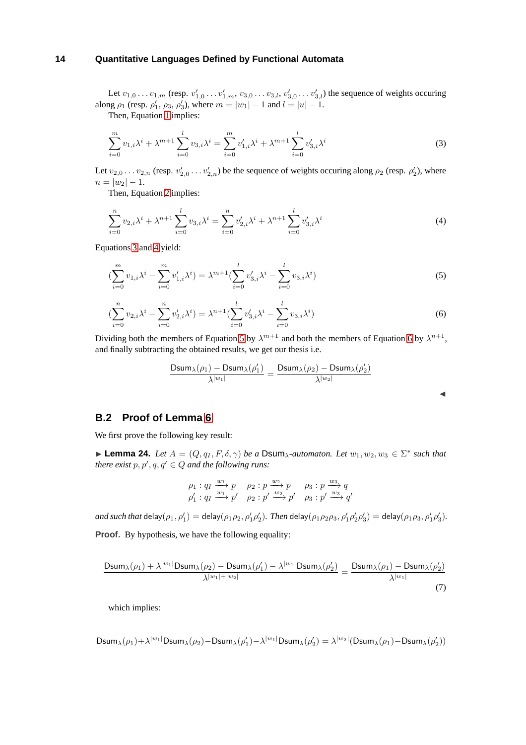Let $v_{1,0} \dots v_{1,m}$ (resp. $v'_{1,0} \dots v'_{1,m}$, $v_{3,0} \dots v_{3,l}$, $v'_{3,0} \dots v'_{3,l}$) the sequence of weights occuring along $\rho_1$ (resp. $\rho'_1$, $\rho_3$, $\rho'_3$), where $m = |w_1| - 1$ and $l = |u| - 1$.

Then, Equation 1 implies:

$$\sum_{i=0}^{m} v_{1,i}\lambda^i + \lambda^{m+1}\sum_{i=0}^{l} v_{3,i}\lambda^i = \sum_{i=0}^{m} v'_{1,i}\lambda^i + \lambda^{m+1}\sum_{i=0}^{l} v'_{3,i}\lambda^i \tag{3}$$

Let $v_{2,0} \dots v_{2,n}$ (resp. $v'_{2,0} \dots v'_{2,n}$) be the sequence of weights occuring along $\rho_2$ (resp. $\rho'_2$), where $n = |w_2| - 1$.

Then, Equation 2 implies:

$$\sum_{i=0}^{n} v_{2,i}\lambda^i + \lambda^{n+1}\sum_{i=0}^{l} v_{3,i}\lambda^i = \sum_{i=0}^{n} v'_{2,i}\lambda^i + \lambda^{n+1}\sum_{i=0}^{l} v'_{3,i}\lambda^i \tag{4}$$

Equations 3 and 4 yield:

$$(\sum_{i=0}^{m} v_{1,i}\lambda^i - \sum_{i=0}^{m} v'_{1,i}\lambda^i) = \lambda^{m+1}(\sum_{i=0}^{l} v'_{3,i}\lambda^i - \sum_{i=0}^{l} v_{3,i}\lambda^i) \tag{5}$$

$$(\sum_{i=0}^{n} v_{2,i}\lambda^i - \sum_{i=0}^{n} v'_{2,i}\lambda^i) = \lambda^{n+1}(\sum_{i=0}^{l} v'_{3,i}\lambda^i - \sum_{i=0}^{l} v_{3,i}\lambda^i) \tag{6}$$

Dividing both the members of Equation 5 by $\lambda^{m+1}$ and both the members of Equation 6 by $\lambda^{n+1}$, and finally subtracting the obtained results, we get our thesis i.e.

$$\frac{\mathsf{Dsum}_\lambda(\rho_1) - \mathsf{Dsum}_\lambda(\rho'_1)}{\lambda^{|w_1|}} = \frac{\mathsf{Dsum}_\lambda(\rho_2) - \mathsf{Dsum}_\lambda(\rho'_2)}{\lambda^{|w_2|}}$$

◀

## B.2 Proof of Lemma 6

We first prove the following key result:

▶ **Lemma 24.** *Let $A = (Q, q_I, F, \delta, \gamma)$ be a $\mathsf{Dsum}_\lambda$-automaton. Let $w_1, w_2, w_3 \in \Sigma^*$ such that there exist $p, p', q, q' \in Q$ and the following runs:*

$$\begin{array}{lll} \rho_1 : q_I \xrightarrow{w_1} p & \rho_2 : p \xrightarrow{w_2} p & \rho_3 : p \xrightarrow{w_3} q \\ \rho'_1 : q_I \xrightarrow{w_1} p' & \rho_2 : p' \xrightarrow{w_2} p' & \rho_3 : p' \xrightarrow{w_3} q' \end{array}$$

*and such that* $\mathsf{delay}(\rho_1, \rho'_1) = \mathsf{delay}(\rho_1\rho_2, \rho'_1\rho'_2)$*. Then* $\mathsf{delay}(\rho_1\rho_2\rho_3, \rho'_1\rho'_2\rho'_3) = \mathsf{delay}(\rho_1\rho_3, \rho'_1\rho'_3)$*.*

**Proof.** By hypothesis, we have the following equality:

$$\frac{\mathsf{Dsum}_\lambda(\rho_1) + \lambda^{|w_1|}\mathsf{Dsum}_\lambda(\rho_2) - \mathsf{Dsum}_\lambda(\rho'_1) - \lambda^{|w_1|}\mathsf{Dsum}_\lambda(\rho'_2)}{\lambda^{|w_1|+|w_2|}} = \frac{\mathsf{Dsum}_\lambda(\rho_1) - \mathsf{Dsum}_\lambda(\rho'_2)}{\lambda^{|w_1|}} \tag{7}$$

which implies:

$$\mathsf{Dsum}_\lambda(\rho_1) + \lambda^{|w_1|}\mathsf{Dsum}_\lambda(\rho_2) - \mathsf{Dsum}_\lambda(\rho'_1) - \lambda^{|w_1|}\mathsf{Dsum}_\lambda(\rho'_2) = \lambda^{|w_2|}(\mathsf{Dsum}_\lambda(\rho_1) - \mathsf{Dsum}_\lambda(\rho'_2))$$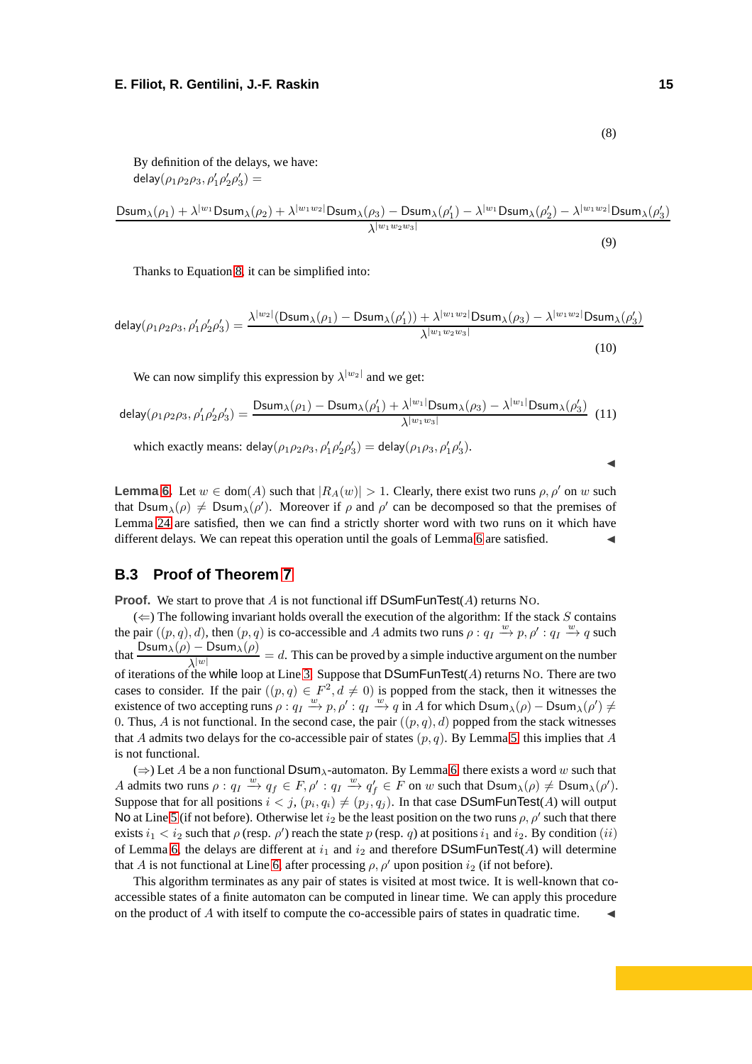$$(8)$$

By definition of the delays, we have:
$\mathsf{delay}(\rho_1\rho_2\rho_3, \rho'_1\rho'_2\rho'_3) =$

$$\frac{\mathsf{Dsum}_\lambda(\rho_1) + \lambda^{|w_1|}\mathsf{Dsum}_\lambda(\rho_2) + \lambda^{|w_1w_2|}\mathsf{Dsum}_\lambda(\rho_3) - \mathsf{Dsum}_\lambda(\rho'_1) - \lambda^{|w_1}\mathsf{Dsum}_\lambda(\rho'_2) - \lambda^{|w_1w_2|}\mathsf{Dsum}_\lambda(\rho'_3)}{\lambda^{|w_1w_2w_3|}} \tag{9}$$

Thanks to Equation 8, it can be simplified into:

$$\mathsf{delay}(\rho_1\rho_2\rho_3, \rho'_1\rho'_2\rho'_3) = \frac{\lambda^{|w_2|}(\mathsf{Dsum}_\lambda(\rho_1) - \mathsf{Dsum}_\lambda(\rho'_1)) + \lambda^{|w_1w_2|}\mathsf{Dsum}_\lambda(\rho_3) - \lambda^{|w_1w_2|}\mathsf{Dsum}_\lambda(\rho'_3)}{\lambda^{|w_1w_2w_3|}} \tag{10}$$

We can now simplify this expression by $\lambda^{|w_2|}$ and we get:

$$\mathsf{delay}(\rho_1\rho_2\rho_3, \rho'_1\rho'_2\rho'_3) = \frac{\mathsf{Dsum}_\lambda(\rho_1) - \mathsf{Dsum}_\lambda(\rho'_1) + \lambda^{|w_1|}\mathsf{Dsum}_\lambda(\rho_3) - \lambda^{|w_1|}\mathsf{Dsum}_\lambda(\rho'_3)}{\lambda^{|w_1w_3|}} \tag{11}$$

which exactly means: $\mathsf{delay}(\rho_1\rho_2\rho_3, \rho'_1\rho'_2\rho'_3) = \mathsf{delay}(\rho_1\rho_3, \rho'_1\rho'_3)$. ◀

**Lemma 6.** Let $w \in \mathrm{dom}(A)$ such that $|R_A(w)| > 1$. Clearly, there exist two runs $\rho, \rho'$ on $w$ such that $\mathsf{Dsum}_\lambda(\rho) \neq \mathsf{Dsum}_\lambda(\rho')$. Moreover if $\rho$ and $\rho'$ can be decomposed so that the premises of Lemma 24 are satisfied, then we can find a strictly shorter word with two runs on it which have different delays. We can repeat this operation until the goals of Lemma 6 are satisfied. ◀

## B.3 Proof of Theorem 7

**Proof.** We start to prove that $A$ is not functional iff $\mathsf{DSumFunTest}(A)$ returns No.

($\Leftarrow$) The following invariant holds overall the execution of the algorithm: If the stack $S$ contains the pair $((p,q),d)$, then $(p,q)$ is co-accessible and $A$ admits two runs $\rho : q_I \xrightarrow{w} p, \rho' : q_I \xrightarrow{w} q$ such that $\dfrac{\mathsf{Dsum}_\lambda(\rho) - \mathsf{Dsum}_\lambda(\rho)}{\lambda^{|w|}} = d$. This can be proved by a simple inductive argument on the number of iterations of the while loop at Line 3. Suppose that $\mathsf{DSumFunTest}(A)$ returns No. There are two cases to consider. If the pair $((p,q) \in F^2, d \neq 0)$ is popped from the stack, then it witnesses the existence of two accepting runs $\rho : q_I \xrightarrow{w} p, \rho' : q_I \xrightarrow{w} q$ in $A$ for which $\mathsf{Dsum}_\lambda(\rho) - \mathsf{Dsum}_\lambda(\rho') \neq 0$. Thus, $A$ is not functional. In the second case, the pair $((p,q),d)$ popped from the stack witnesses that $A$ admits two delays for the co-accessible pair of states $(p,q)$. By Lemma 5 this implies that $A$ is not functional.

($\Rightarrow$) Let $A$ be a non functional $\mathsf{Dsum}_\lambda$-automaton. By Lemma 6 there exists a word $w$ such that $A$ admits two runs $\rho : q_I \xrightarrow{w} q_f \in F, \rho' : q_I \xrightarrow{w} q'_f \in F$ on $w$ such that $\mathsf{Dsum}_\lambda(\rho) \neq \mathsf{Dsum}_\lambda(\rho')$. Suppose that for all positions $i < j$, $(p_i, q_i) \neq (p_j, q_j)$. In that case $\mathsf{DSumFunTest}(A)$ will output No at Line 5 (if not before). Otherwise let $i_2$ be the least position on the two runs $\rho, \rho'$ such that there exists $i_1 < i_2$ such that $\rho$ (resp. $\rho'$) reach the state $p$ (resp. $q$) at positions $i_1$ and $i_2$. By condition $(ii)$ of Lemma 6, the delays are different at $i_1$ and $i_2$ and therefore $\mathsf{DSumFunTest}(A)$ will determine that $A$ is not functional at Line 6, after processing $\rho, \rho'$ upon position $i_2$ (if not before).

This algorithm terminates as any pair of states is visited at most twice. It is well-known that co-accessible states of a finite automaton can be computed in linear time. We can apply this procedure on the product of $A$ with itself to compute the co-accessible pairs of states in quadratic time. ◀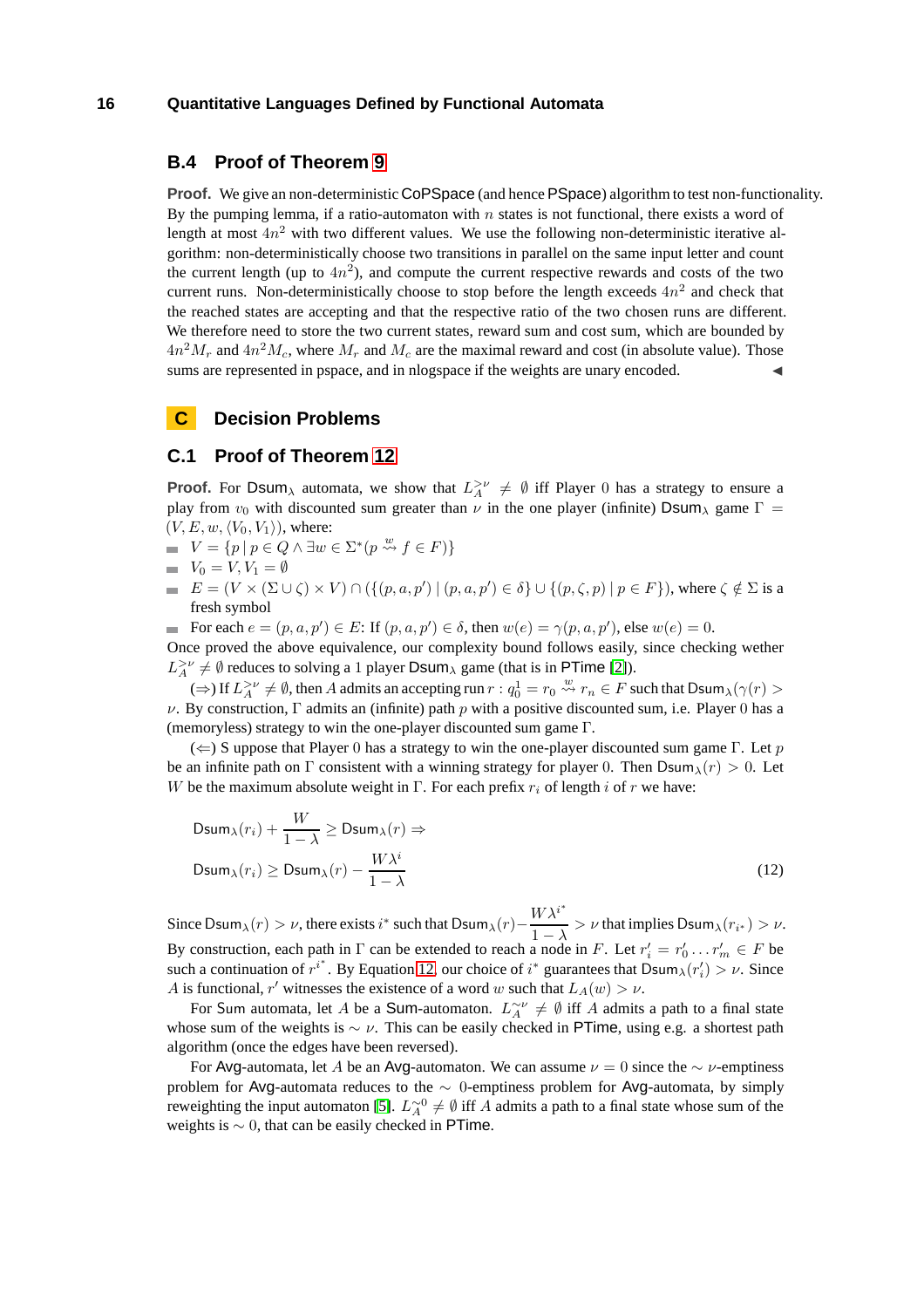## B.4 Proof of Theorem 9

**Proof.** We give an non-deterministic CoPSpace (and hence PSpace) algorithm to test non-functionality. By the pumping lemma, if a ratio-automaton with $n$ states is not functional, there exists a word of length at most $4n^2$ with two different values. We use the following non-deterministic iterative algorithm: non-deterministically choose two transitions in parallel on the same input letter and count the current length (up to $4n^2$), and compute the current respective rewards and costs of the two current runs. Non-deterministically choose to stop before the length exceeds $4n^2$ and check that the reached states are accepting and that the respective ratio of the two chosen runs are different. We therefore need to store the two current states, reward sum and cost sum, which are bounded by $4n^2M_r$ and $4n^2M_c$, where $M_r$ and $M_c$ are the maximal reward and cost (in absolute value). Those sums are represented in pspace, and in nlogspace if the weights are unary encoded. ◀

# C Decision Problems

## C.1 Proof of Theorem 12

**Proof.** For $\mathsf{Dsum}_\lambda$ automata, we show that $L_A^{>\nu} \neq \emptyset$ iff Player $0$ has a strategy to ensure a play from $v_0$ with discounted sum greater than $\nu$ in the one player (infinite) $\mathsf{Dsum}_\lambda$ game $\Gamma = (V, E, w, \langle V_0, V_1\rangle)$, where:

- $V = \{p \mid p \in Q \wedge \exists w \in \Sigma^*(p \overset{w}{\rightsquigarrow} f \in F)\}$
- $V_0 = V, V_1 = \emptyset$
- $E = (V \times (\Sigma \cup \zeta) \times V) \cap (\{(p, a, p') \mid (p, a, p') \in \delta\} \cup \{(p, \zeta, p) \mid p \in F\})$, where $\zeta \notin \Sigma$ is a fresh symbol
- For each $e = (p, a, p') \in E$: If $(p, a, p') \in \delta$, then $w(e) = \gamma(p, a, p')$, else $w(e) = 0$.

Once proved the above equivalence, our complexity bound follows easily, since checking wether $L_A^{>\nu} \neq \emptyset$ reduces to solving a $1$ player $\mathsf{Dsum}_\lambda$ game (that is in PTime [2]).

($\Rightarrow$) If $L_A^{>\nu} \neq \emptyset$, then $A$ admits an accepting run $r : q_0^1 = r_0 \overset{w}{\rightsquigarrow} r_n \in F$ such that $\mathsf{Dsum}_\lambda(\gamma(r)) > \nu$. By construction, $\Gamma$ admits an (infinite) path $p$ with a positive discounted sum, i.e. Player $0$ has a (memoryless) strategy to win the one-player discounted sum game $\Gamma$.

($\Leftarrow$) S uppose that Player $0$ has a strategy to win the one-player discounted sum game $\Gamma$. Let $p$ be an infinite path on $\Gamma$ consistent with a winning strategy for player $0$. Then $\mathsf{Dsum}_\lambda(r) > 0$. Let $W$ be the maximum absolute weight in $\Gamma$. For each prefix $r_i$ of length $i$ of $r$ we have:

$$
\begin{aligned}
&\mathsf{Dsum}_\lambda(r_i) + \frac{W}{1-\lambda} \geq \mathsf{Dsum}_\lambda(r) \Rightarrow \\
&\mathsf{Dsum}_\lambda(r_i) \geq \mathsf{Dsum}_\lambda(r) - \frac{W\lambda^i}{1-\lambda}
\end{aligned}
\tag{12}
$$

Since $\mathsf{Dsum}_\lambda(r) > \nu$, there exists $i^*$ such that $\mathsf{Dsum}_\lambda(r) - \dfrac{W\lambda^{i^*}}{1-\lambda} > \nu$ that implies $\mathsf{Dsum}_\lambda(r_{i^*}) > \nu$. By construction, each path in $\Gamma$ can be extended to reach a node in $F$. Let $r_i' = r_0' \ldots r_m' \in F$ be such a continuation of $r^{i^*}$. By Equation 12, our choice of $i^*$ guarantees that $\mathsf{Dsum}_\lambda(r_i') > \nu$. Since $A$ is functional, $r'$ witnesses the existence of a word $w$ such that $L_A(w) > \nu$.

For Sum automata, let $A$ be a Sum-automaton. $L_A^{\sim\nu} \neq \emptyset$ iff $A$ admits a path to a final state whose sum of the weights is $\sim \nu$. This can be easily checked in PTime, using e.g. a shortest path algorithm (once the edges have been reversed).

For Avg-automata, let $A$ be an Avg-automaton. We can assume $\nu = 0$ since the $\sim \nu$-emptiness problem for Avg-automata reduces to the $\sim 0$-emptiness problem for Avg-automata, by simply reweighting the input automaton [5]. $L_A^{\sim 0} \neq \emptyset$ iff $A$ admits a path to a final state whose sum of the weights is $\sim 0$, that can be easily checked in PTime.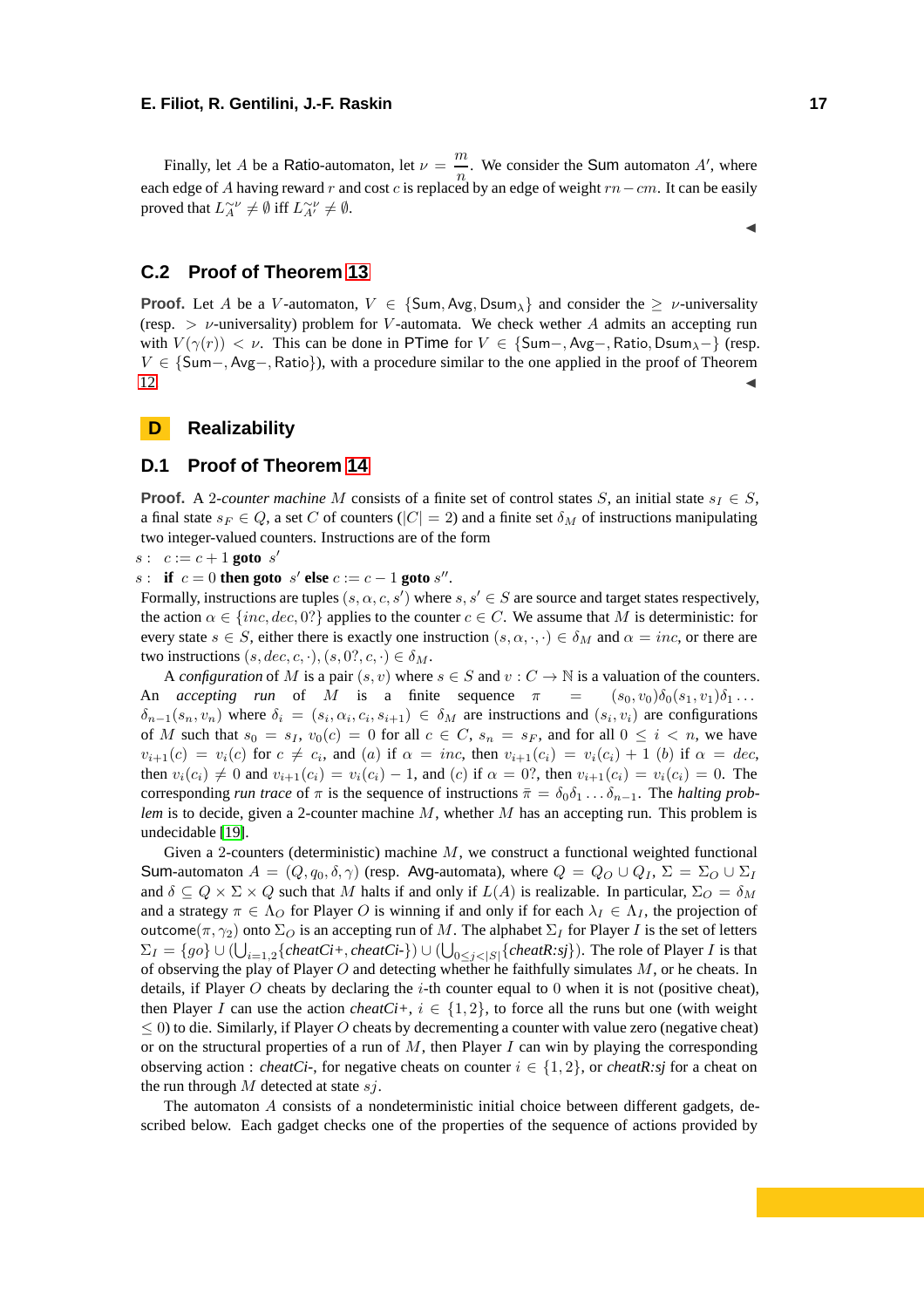Finally, let $A$ be a Ratio-automaton, let $\nu = \dfrac{m}{n}$. We consider the Sum automaton $A'$, where each edge of $A$ having reward $r$ and cost $c$ is replaced by an edge of weight $rn - cm$. It can be easily proved that $L_A^{\sim\nu} \neq \emptyset$ iff $L_{A'}^{\sim\nu} \neq \emptyset$. ◀

## C.2 Proof of Theorem 13

**Proof.** Let $A$ be a $V$-automaton, $V \in \{\mathsf{Sum}, \mathsf{Avg}, \mathsf{Dsum}_\lambda\}$ and consider the $\geq \nu$-universality (resp. $> \nu$-universality) problem for $V$-automata. We check wether $A$ admits an accepting run with $V(\gamma(r)) < \nu$. This can be done in PTime for $V \in \{\mathsf{Sum}-, \mathsf{Avg}-, \mathsf{Ratio}, \mathsf{Dsum}_\lambda-\}$ (resp. $V \in \{\mathsf{Sum}-, \mathsf{Avg}-, \mathsf{Ratio}\}$), with a procedure similar to the one applied in the proof of Theorem 12 ◀

# D Realizability

## D.1 Proof of Theorem 14

**Proof.** A 2-*counter machine* $M$ consists of a finite set of control states $S$, an initial state $s_I \in S$, a final state $s_F \in Q$, a set $C$ of counters ($|C| = 2$) and a finite set $\delta_M$ of instructions manipulating two integer-valued counters. Instructions are of the form

$s$ : $c := c + 1$ **goto** $s'$

$s$ : **if** $c = 0$ **then goto** $s'$ **else** $c := c - 1$ **goto** $s''$.

Formally, instructions are tuples $(s, \alpha, c, s')$ where $s, s' \in S$ are source and target states respectively, the action $\alpha \in \{inc, dec, 0?\}$ applies to the counter $c \in C$. We assume that $M$ is deterministic: for every state $s \in S$, either there is exactly one instruction $(s, \alpha, \cdot, \cdot) \in \delta_M$ and $\alpha = inc$, or there are two instructions $(s, dec, c, \cdot), (s, 0?, c, \cdot) \in \delta_M$.

A *configuration* of $M$ is a pair $(s, v)$ where $s \in S$ and $v : C \to \mathbb{N}$ is a valuation of the counters. An *accepting run* of $M$ is a finite sequence $\pi = (s_0, v_0)\delta_0(s_1, v_1)\delta_1 \ldots \delta_{n-1}(s_n, v_n)$ where $\delta_i = (s_i, \alpha_i, c_i, s_{i+1}) \in \delta_M$ are instructions and $(s_i, v_i)$ are configurations of $M$ such that $s_0 = s_I$, $v_0(c) = 0$ for all $c \in C$, $s_n = s_F$, and for all $0 \leq i < n$, we have $v_{i+1}(c) = v_i(c)$ for $c \neq c_i$, and (a) if $\alpha = inc$, then $v_{i+1}(c_i) = v_i(c_i) + 1$ (b) if $\alpha = dec$, then $v_i(c_i) \neq 0$ and $v_{i+1}(c_i) = v_i(c_i) - 1$, and (c) if $\alpha = 0?$, then $v_{i+1}(c_i) = v_i(c_i) = 0$. The corresponding *run trace* of $\pi$ is the sequence of instructions $\bar{\pi} = \delta_0\delta_1 \ldots \delta_{n-1}$. The *halting problem* is to decide, given a 2-counter machine $M$, whether $M$ has an accepting run. This problem is undecidable [19].

Given a 2-counters (deterministic) machine $M$, we construct a functional weighted functional Sum-automaton $A = (Q, q_0, \delta, \gamma)$ (resp. Avg-automata), where $Q = Q_O \cup Q_I$, $\Sigma = \Sigma_O \cup \Sigma_I$ and $\delta \subseteq Q \times \Sigma \times Q$ such that $M$ halts if and only if $L(A)$ is realizable. In particular, $\Sigma_O = \delta_M$ and a strategy $\pi \in \Lambda_O$ for Player $O$ is winning if and only if for each $\lambda_I \in \Lambda_I$, the projection of $\mathsf{outcome}(\pi, \gamma_2)$ onto $\Sigma_O$ is an accepting run of $M$. The alphabet $\Sigma_I$ for Player $I$ is the set of letters $\Sigma_I = \{go\} \cup (\bigcup_{i=1,2}\{\mathit{cheatCi+}, \mathit{cheatCi-}\}) \cup (\bigcup_{0 \leq j < |S|}\{\mathit{cheatR{:}sj}\})$. The role of Player $I$ is that of observing the play of Player $O$ and detecting whether he faithfully simulates $M$, or he cheats. In details, if Player $O$ cheats by declaring the $i$-th counter equal to 0 when it is not (positive cheat), then Player $I$ can use the action $\mathit{cheatCi+}$, $i \in \{1, 2\}$, to force all the runs but one (with weight $\leq 0$) to die. Similarly, if Player $O$ cheats by decrementing a counter with value zero (negative cheat) or on the structural properties of a run of $M$, then Player $I$ can win by playing the corresponding observing action : $\mathit{cheatCi-}$, for negative cheats on counter $i \in \{1, 2\}$, or $\mathit{cheatR{:}sj}$ for a cheat on the run through $M$ detected at state $sj$.

The automaton $A$ consists of a nondeterministic initial choice between different gadgets, described below. Each gadget checks one of the properties of the sequence of actions provided by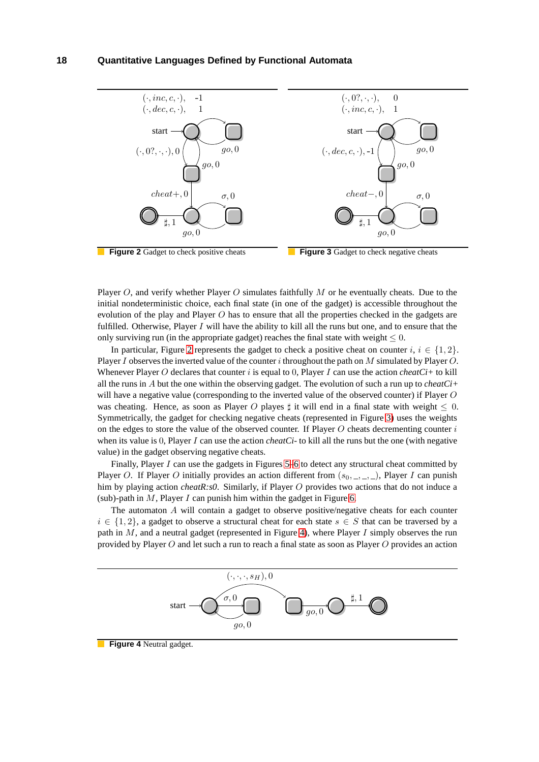Figure 2 Gadget to check positive cheats

Figure 3 Gadget to check negative cheats

Player $O$, and verify whether Player $O$ simulates faithfully $M$ or he eventually cheats. Due to the initial nondeterministic choice, each final state (in one of the gadget) is accessible throughout the evolution of the play and Player $O$ has to ensure that all the properties checked in the gadgets are fulfilled. Otherwise, Player $I$ will have the ability to kill all the runs but one, and to ensure that the only surviving run (in the appropriate gadget) reaches the final state with weight $\leq 0$.

In particular, Figure 2 represents the gadget to check a positive cheat on counter $i$, $i \in \{1, 2\}$. Player $I$ observes the inverted value of the counter $i$ throughout the path on $M$ simulated by Player $O$. Whenever Player $O$ declares that counter $i$ is equal to $0$, Player $I$ can use the action *cheatCi+* to kill all the runs in $A$ but the one within the observing gadget. The evolution of such a run up to *cheatCi+* will have a negative value (corresponding to the inverted value of the observed counter) if Player $O$ was cheating. Hence, as soon as Player $O$ playes $\sharp$ it will end in a final state with weight $\leq 0$. Symmetrically, the gadget for checking negative cheats (represented in Figure 3) uses the weights on the edges to store the value of the observed counter. If Player $O$ cheats decrementing counter $i$ when its value is $0$, Player $I$ can use the action *cheatCi-* to kill all the runs but the one (with negative value) in the gadget observing negative cheats.

Finally, Player $I$ can use the gadgets in Figures 5-6 to detect any structural cheat committed by Player $O$. If Player $O$ initially provides an action different from $(s_0, \_, \_, \_)$, Player $I$ can punish him by playing action *cheatR:s0*. Similarly, if Player $O$ provides two actions that do not induce a (sub)-path in $M$, Player $I$ can punish him within the gadget in Figure 6.

The automaton $A$ will contain a gadget to observe positive/negative cheats for each counter $i \in \{1, 2\}$, a gadget to observe a structural cheat for each state $s \in S$ that can be traversed by a path in $M$, and a neutral gadget (represented in Figure 4), where Player $I$ simply observes the run provided by Player $O$ and let such a run to reach a final state as soon as Player $O$ provides an action

Figure 4 Neutral gadget.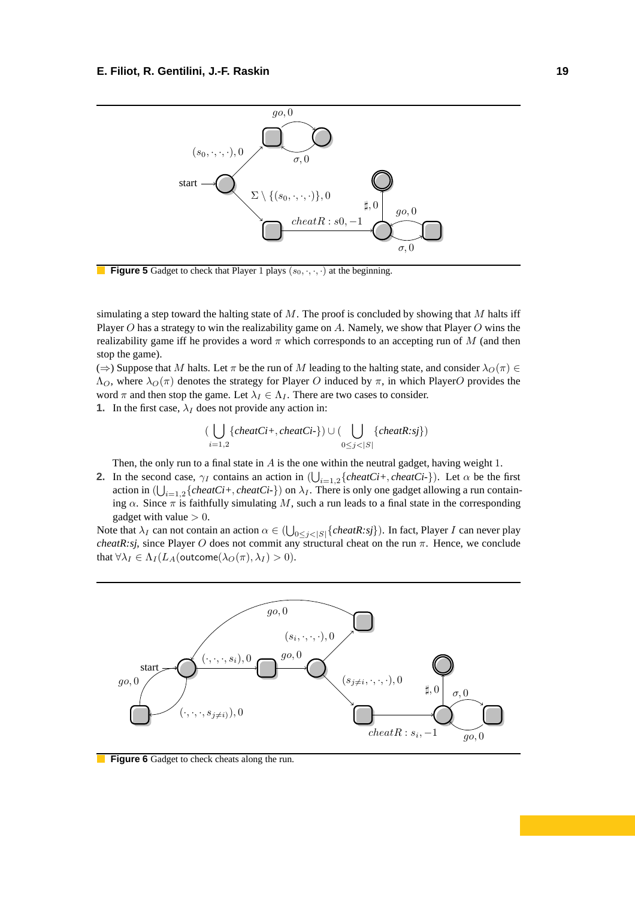**Figure 5** Gadget to check that Player 1 plays $(s_0, \cdot, \cdot, \cdot)$ at the beginning.

simulating a step toward the halting state of $M$. The proof is concluded by showing that $M$ halts iff Player $O$ has a strategy to win the realizability game on $A$. Namely, we show that Player $O$ wins the realizability game iff he provides a word $\pi$ which corresponds to an accepting run of $M$ (and then stop the game).

($\Rightarrow$) Suppose that $M$ halts. Let $\pi$ be the run of $M$ leading to the halting state, and consider $\lambda_O(\pi) \in \Lambda_O$, where $\lambda_O(\pi)$ denotes the strategy for Player $O$ induced by $\pi$, in which Player$O$ provides the word $\pi$ and then stop the game. Let $\lambda_I \in \Lambda_I$. There are two cases to consider.

1. In the first case, $\lambda_I$ does not provide any action in:

$$(\bigcup_{i=1,2} \{\textit{cheatCi+}, \textit{cheatCi-}\}) \cup (\bigcup_{0 \leq j < |S|} \{\textit{cheatR:sj}\})$$

   Then, the only run to a final state in $A$ is the one within the neutral gadget, having weight 1.

2. In the second case, $\gamma_I$ contains an action in $(\bigcup_{i=1,2}\{\textit{cheatCi+}, \textit{cheatCi-}\})$. Let $\alpha$ be the first action in $(\bigcup_{i=1,2}\{\textit{cheatCi+}, \textit{cheatCi-}\})$ on $\lambda_I$. There is only one gadget allowing a run containing $\alpha$. Since $\pi$ is faithfully simulating $M$, such a run leads to a final state in the corresponding gadget with value $> 0$.

Note that $\lambda_I$ can not contain an action $\alpha \in (\bigcup_{0 \leq j < |S|}\{\textit{cheatR:sj}\})$. In fact, Player $I$ can never play *cheatR:sj*, since Player $O$ does not commit any structural cheat on the run $\pi$. Hence, we conclude that $\forall \lambda_I \in \Lambda_I(L_A(\mathsf{outcome}(\lambda_O(\pi), \lambda_I) > 0)$.

**Figure 6** Gadget to check cheats along the run.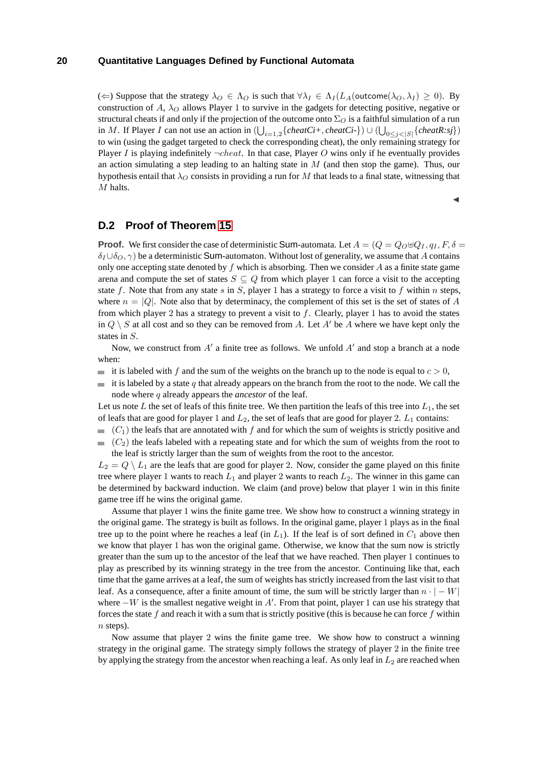(⇐) Suppose that the strategy $\lambda_O \in \Lambda_O$ is such that $\forall \lambda_I \in \Lambda_I (L_A(\mathsf{outcome}(\lambda_O, \lambda_I) \geq 0)$. By construction of $A$, $\lambda_O$ allows Player 1 to survive in the gadgets for detecting positive, negative or structural cheats if and only if the projection of the outcome onto $\Sigma_O$ is a faithful simulation of a run in $M$. If Player $I$ can not use an action in $(\bigcup_{i=1,2}\{\mathit{cheatCi+}, \mathit{cheatCi-}\}) \cup (\bigcup_{0 \leq j < |S|}\{\mathit{cheatR{:}sj}\})$ to win (using the gadget targeted to check the corresponding cheat), the only remaining strategy for Player $I$ is playing indefinitely $\neg cheat$. In that case, Player $O$ wins only if he eventually provides an action simulating a step leading to an halting state in $M$ (and then stop the game). Thus, our hypothesis entail that $\lambda_O$ consists in providing a run for $M$ that leads to a final state, witnessing that $M$ halts.

◀

## D.2 Proof of Theorem 15

**Proof.** We first consider the case of deterministic Sum-automata. Let $A = (Q = Q_O \uplus Q_I, q_I, F, \delta = \delta_I \cup \delta_O, \gamma)$ be a deterministic Sum-automaton. Without lost of generality, we assume that $A$ contains only one accepting state denoted by $f$ which is absorbing. Then we consider $A$ as a finite state game arena and compute the set of states $S \subseteq Q$ from which player 1 can force a visit to the accepting state $f$. Note that from any state $s$ in $S$, player 1 has a strategy to force a visit to $f$ within $n$ steps, where $n = |Q|$. Note also that by determinacy, the complement of this set is the set of states of $A$ from which player 2 has a strategy to prevent a visit to $f$. Clearly, player 1 has to avoid the states in $Q \setminus S$ at all cost and so they can be removed from $A$. Let $A'$ be $A$ where we have kept only the states in $S$.

Now, we construct from $A'$ a finite tree as follows. We unfold $A'$ and stop a branch at a node when:

- it is labeled with $f$ and the sum of the weights on the branch up to the node is equal to $c > 0$,
- it is labeled by a state $q$ that already appears on the branch from the root to the node. We call the node where $q$ already appears the *ancestor* of the leaf.

Let us note $L$ the set of leafs of this finite tree. We then partition the leafs of this tree into $L_1$, the set of leafs that are good for player 1 and $L_2$, the set of leafs that are good for player 2. $L_1$ contains:

- ($C_1$) the leafs that are annotated with $f$ and for which the sum of weights is strictly positive and
- ($C_2$) the leafs labeled with a repeating state and for which the sum of weights from the root to the leaf is strictly larger than the sum of weights from the root to the ancestor.

$L_2 = Q \setminus L_1$ are the leafs that are good for player 2. Now, consider the game played on this finite tree where player 1 wants to reach $L_1$ and player 2 wants to reach $L_2$. The winner in this game can be determined by backward induction. We claim (and prove) below that player 1 win in this finite game tree iff he wins the original game.

Assume that player 1 wins the finite game tree. We show how to construct a winning strategy in the original game. The strategy is built as follows. In the original game, player 1 plays as in the final tree up to the point where he reaches a leaf (in $L_1$). If the leaf is of sort defined in $C_1$ above then we know that player 1 has won the original game. Otherwise, we know that the sum now is strictly greater than the sum up to the ancestor of the leaf that we have reached. Then player 1 continues to play as prescribed by its winning strategy in the tree from the ancestor. Continuing like that, each time that the game arrives at a leaf, the sum of weights has strictly increased from the last visit to that leaf. As a consequence, after a finite amount of time, the sum will be strictly larger than $n \cdot |-W|$ where $-W$ is the smallest negative weight in $A'$. From that point, player 1 can use his strategy that forces the state $f$ and reach it with a sum that is strictly positive (this is because he can force $f$ within $n$ steps).

Now assume that player 2 wins the finite game tree. We show how to construct a winning strategy in the original game. The strategy simply follows the strategy of player 2 in the finite tree by applying the strategy from the ancestor when reaching a leaf. As only leaf in $L_2$ are reached when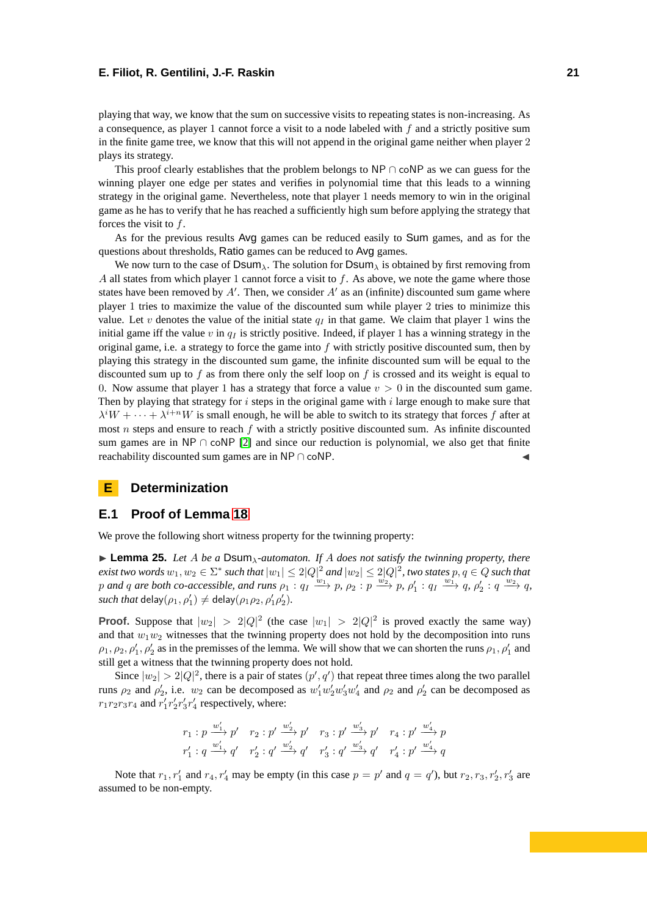playing that way, we know that the sum on successive visits to repeating states is non-increasing. As a consequence, as player 1 cannot force a visit to a node labeled with $f$ and a strictly positive sum in the finite game tree, we know that this will not append in the original game neither when player 2 plays its strategy.

This proof clearly establishes that the problem belongs to NP $\cap$ coNP as we can guess for the winning player one edge per states and verifies in polynomial time that this leads to a winning strategy in the original game. Nevertheless, note that player 1 needs memory to win in the original game as he has to verify that he has reached a sufficiently high sum before applying the strategy that forces the visit to $f$.

As for the previous results Avg games can be reduced easily to Sum games, and as for the questions about thresholds, Ratio games can be reduced to Avg games.

We now turn to the case of $\mathsf{Dsum}_\lambda$. The solution for $\mathsf{Dsum}_\lambda$ is obtained by first removing from $A$ all states from which player 1 cannot force a visit to $f$. As above, we note the game where those states have been removed by $A'$. Then, we consider $A'$ as an (infinite) discounted sum game where player 1 tries to maximize the value of the discounted sum while player 2 tries to minimize this value. Let $v$ denotes the value of the initial state $q_I$ in that game. We claim that player 1 wins the initial game iff the value $v$ in $q_I$ is strictly positive. Indeed, if player 1 has a winning strategy in the original game, i.e. a strategy to force the game into $f$ with strictly positive discounted sum, then by playing this strategy in the discounted sum game, the infinite discounted sum will be equal to the discounted sum up to $f$ as from there only the self loop on $f$ is crossed and its weight is equal to 0. Now assume that player 1 has a strategy that force a value $v > 0$ in the discounted sum game. Then by playing that strategy for $i$ steps in the original game with $i$ large enough to make sure that $\lambda^i W + \cdots + \lambda^{i+n} W$ is small enough, he will be able to switch to its strategy that forces $f$ after at most $n$ steps and ensure to reach $f$ with a strictly positive discounted sum. As infinite discounted sum games are in NP $\cap$ coNP [2] and since our reduction is polynomial, we also get that finite reachability discounted sum games are in NP $\cap$ coNP. ◀

# E Determinization

## E.1 Proof of Lemma 18

We prove the following short witness property for the twinning property:

▶ **Lemma 25.** *Let $A$ be a $\mathsf{Dsum}_\lambda$-automaton. If $A$ does not satisfy the twinning property, there exist two words $w_1, w_2 \in \Sigma^*$ such that $|w_1| \leq 2|Q|^2$ and $|w_2| \leq 2|Q|^2$, two states $p, q \in Q$ such that $p$ and $q$ are both co-accessible, and runs $\rho_1 : q_I \xrightarrow{w_1} p$, $\rho_2 : p \xrightarrow{w_2} p$, $\rho_1' : q_I \xrightarrow{w_1} q$, $\rho_2' : q \xrightarrow{w_2} q$, such that $\mathsf{delay}(\rho_1, \rho_1') \neq \mathsf{delay}(\rho_1\rho_2, \rho_1'\rho_2')$.*

**Proof.** Suppose that $|w_2| > 2|Q|^2$ (the case $|w_1| > 2|Q|^2$ is proved exactly the same way) and that $w_1 w_2$ witnesses that the twinning property does not hold by the decomposition into runs $\rho_1, \rho_2, \rho_1', \rho_2'$ as in the premisses of the lemma. We will show that we can shorten the runs $\rho_1, \rho_1'$ and still get a witness that the twinning property does not hold.

Since $|w_2| > 2|Q|^2$, there is a pair of states $(p', q')$ that repeat three times along the two parallel runs $\rho_2$ and $\rho_2'$, i.e. $w_2$ can be decomposed as $w_1' w_2' w_3' w_4'$ and $\rho_2$ and $\rho_2'$ can be decomposed as $r_1 r_2 r_3 r_4$ and $r_1' r_2' r_3' r_4'$ respectively, where:

$$r_1 : p \xrightarrow{w_1'} p' \quad r_2 : p' \xrightarrow{w_2'} p' \quad r_3 : p' \xrightarrow{w_3'} p' \quad r_4 : p' \xrightarrow{w_4'} p$$
$$r_1' : q \xrightarrow{w_1'} q' \quad r_2' : q' \xrightarrow{w_2'} q' \quad r_3' : q' \xrightarrow{w_3'} q' \quad r_4' : p' \xrightarrow{w_4'} q$$

Note that $r_1, r_1'$ and $r_4, r_4'$ may be empty (in this case $p = p'$ and $q = q'$), but $r_2, r_3, r_2', r_3'$ are assumed to be non-empty.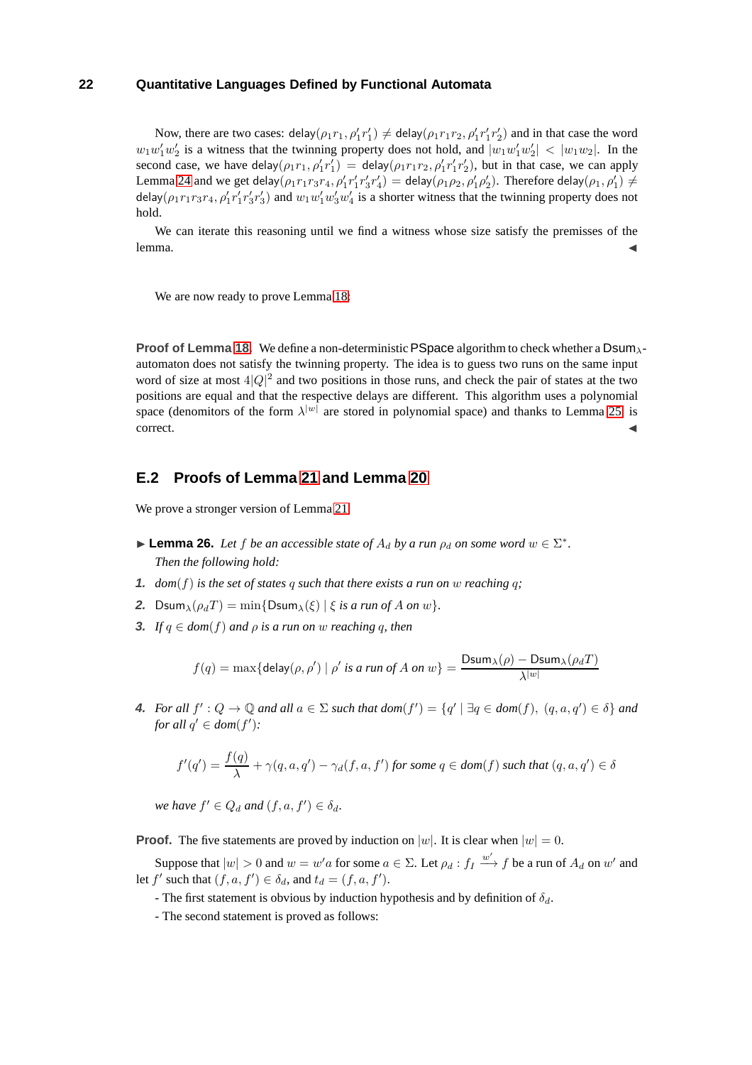Now, there are two cases: $\mathsf{delay}(\rho_1 r_1, \rho_1' r_1') \neq \mathsf{delay}(\rho_1 r_1 r_2, \rho_1' r_1' r_2')$ and in that case the word $w_1 w_1' w_2'$ is a witness that the twinning property does not hold, and $|w_1 w_1' w_2'| < |w_1 w_2|$. In the second case, we have $\mathsf{delay}(\rho_1 r_1, \rho_1' r_1') = \mathsf{delay}(\rho_1 r_1 r_2, \rho_1' r_1' r_2')$, but in that case, we can apply Lemma 24 and we get $\mathsf{delay}(\rho_1 r_1 r_3 r_4, \rho_1' r_1' r_3' r_4') = \mathsf{delay}(\rho_1 \rho_2, \rho_1' \rho_2')$. Therefore $\mathsf{delay}(\rho_1, \rho_1') \neq \mathsf{delay}(\rho_1 r_1 r_3 r_4, \rho_1' r_1' r_3' r_3')$ and $w_1 w_1' w_3' w_4'$ is a shorter witness that the twinning property does not hold.

We can iterate this reasoning until we find a witness whose size satisfy the premisses of the lemma. ◀

We are now ready to prove Lemma 18:

**Proof of Lemma 18.** We define a non-deterministic PSpace algorithm to check whether a $\mathsf{Dsum}_\lambda$-automaton does not satisfy the twinning property. The idea is to guess two runs on the same input word of size at most $4|Q|^2$ and two positions in those runs, and check the pair of states at the two positions are equal and that the respective delays are different. This algorithm uses a polynomial space (denomitors of the form $\lambda^{|w|}$ are stored in polynomial space) and thanks to Lemma 25, is correct. ◀

## E.2 Proofs of Lemma 21 and Lemma 20

We prove a stronger version of Lemma 21

▶ **Lemma 26.** *Let $f$ be an accessible state of $A_d$ by a run $\rho_d$ on some word $w \in \Sigma^*$. Then the following hold:*

1. *$dom(f)$ is the set of states $q$ such that there exists a run on $w$ reaching $q$;*
2. *$\mathsf{Dsum}_\lambda(\rho_d T) = \min\{\mathsf{Dsum}_\lambda(\xi) \mid \xi$ is a run of $A$ on $w\}$.*
3. *If $q \in dom(f)$ and $\rho$ is a run on $w$ reaching $q$, then*

$$f(q) = \max\{\mathsf{delay}(\rho, \rho') \mid \rho' \text{ is a run of } A \text{ on } w\} = \frac{\mathsf{Dsum}_\lambda(\rho) - \mathsf{Dsum}_\lambda(\rho_d T)}{\lambda^{|w|}}$$

4. *For all $f' : Q \to \mathbb{Q}$ and all $a \in \Sigma$ such that $dom(f') = \{q' \mid \exists q \in dom(f),\ (q, a, q') \in \delta\}$ and for all $q' \in dom(f')$:*

$$f'(q') = \frac{f(q)}{\lambda} + \gamma(q, a, q') - \gamma_d(f, a, f') \text{ for some } q \in dom(f) \text{ such that } (q, a, q') \in \delta$$

*we have $f' \in Q_d$ and $(f, a, f') \in \delta_d$.*

**Proof.** The five statements are proved by induction on $|w|$. It is clear when $|w| = 0$.

Suppose that $|w| > 0$ and $w = w'a$ for some $a \in \Sigma$. Let $\rho_d : f_I \xrightarrow{w'} f$ be a run of $A_d$ on $w'$ and let $f'$ such that $(f, a, f') \in \delta_d$, and $t_d = (f, a, f')$.

- The first statement is obvious by induction hypothesis and by definition of $\delta_d$.

- The second statement is proved as follows: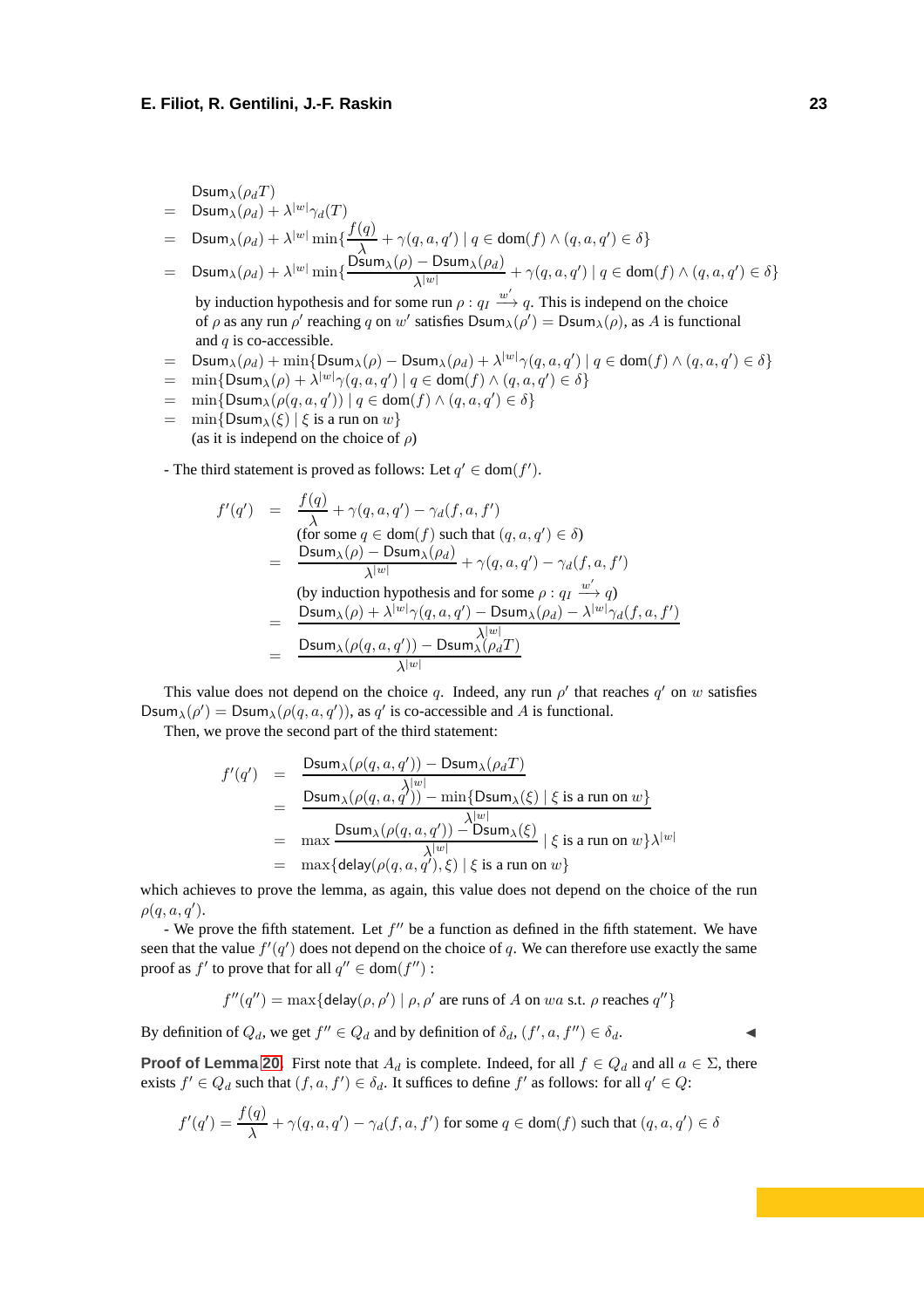$$
\begin{array}{ll}
& \mathsf{Dsum}_\lambda(\rho_d T) \\
= & \mathsf{Dsum}_\lambda(\rho_d) + \lambda^{|w|}\gamma_d(T) \\
= & \mathsf{Dsum}_\lambda(\rho_d) + \lambda^{|w|}\min\{\dfrac{f(q)}{\lambda} + \gamma(q,a,q') \mid q \in \mathsf{dom}(f) \wedge (q,a,q') \in \delta\} \\
= & \mathsf{Dsum}_\lambda(\rho_d) + \lambda^{|w|}\min\{\dfrac{\mathsf{Dsum}_\lambda(\rho) - \mathsf{Dsum}_\lambda(\rho_d)}{\lambda^{|w|}} + \gamma(q,a,q') \mid q \in \mathsf{dom}(f) \wedge (q,a,q') \in \delta\}
\end{array}
$$

by induction hypothesis and for some run $\rho : q_I \xrightarrow{w'} q$. This is independ on the choice of $\rho$ as any run $\rho'$ reaching $q$ on $w'$ satisfies $\mathsf{Dsum}_\lambda(\rho') = \mathsf{Dsum}_\lambda(\rho)$, as $A$ is functional and $q$ is co-accessible.

$$
\begin{array}{ll}
= & \mathsf{Dsum}_\lambda(\rho_d) + \min\{\mathsf{Dsum}_\lambda(\rho) - \mathsf{Dsum}_\lambda(\rho_d) + \lambda^{|w|}\gamma(q,a,q') \mid q \in \mathsf{dom}(f) \wedge (q,a,q') \in \delta\} \\
= & \min\{\mathsf{Dsum}_\lambda(\rho) + \lambda^{|w|}\gamma(q,a,q') \mid q \in \mathsf{dom}(f) \wedge (q,a,q') \in \delta\} \\
= & \min\{\mathsf{Dsum}_\lambda(\rho(q,a,q')) \mid q \in \mathsf{dom}(f) \wedge (q,a,q') \in \delta\} \\
= & \min\{\mathsf{Dsum}_\lambda(\xi) \mid \xi \text{ is a run on } w\}
\end{array}
$$

(as it is independ on the choice of $\rho$)

- The third statement is proved as follows: Let $q' \in \mathsf{dom}(f')$.

$$
\begin{array}{lll}
f'(q') & = & \dfrac{f(q)}{\lambda} + \gamma(q,a,q') - \gamma_d(f,a,f') \\
& & \text{(for some } q \in \mathsf{dom}(f) \text{ such that } (q,a,q') \in \delta) \\
& = & \dfrac{\mathsf{Dsum}_\lambda(\rho) - \mathsf{Dsum}_\lambda(\rho_d)}{\lambda^{|w|}} + \gamma(q,a,q') - \gamma_d(f,a,f') \\
& & \text{(by induction hypothesis and for some } \rho : q_I \xrightarrow{w'} q) \\
& = & \dfrac{\mathsf{Dsum}_\lambda(\rho) + \lambda^{|w|}\gamma(q,a,q') - \mathsf{Dsum}_\lambda(\rho_d) - \lambda^{|w|}\gamma_d(f,a,f')}{\lambda^{|w|}} \\
& = & \dfrac{\mathsf{Dsum}_\lambda(\rho(q,a,q')) - \mathsf{Dsum}_\lambda(\rho_d T)}{\lambda^{|w|}}
\end{array}
$$

This value does not depend on the choice $q$. Indeed, any run $\rho'$ that reaches $q'$ on $w$ satisfies $\mathsf{Dsum}_\lambda(\rho') = \mathsf{Dsum}_\lambda(\rho(q,a,q'))$, as $q'$ is co-accessible and $A$ is functional.

Then, we prove the second part of the third statement:

$$
\begin{array}{lll}
f'(q') & = & \dfrac{\mathsf{Dsum}_\lambda(\rho(q,a,q')) - \mathsf{Dsum}_\lambda(\rho_d T)}{\lambda^{|w|}} \\
& = & \dfrac{\mathsf{Dsum}_\lambda(\rho(q,a,q')) - \min\{\mathsf{Dsum}_\lambda(\xi) \mid \xi \text{ is a run on } w\}}{\lambda^{|w|}} \\
& = & \max \dfrac{\mathsf{Dsum}_\lambda(\rho(q,a,q')) - \mathsf{Dsum}_\lambda(\xi)}{\lambda^{|w|}} \mid \xi \text{ is a run on } w\}\lambda^{|w|} \\
& = & \max\{\mathsf{delay}(\rho(q,a,q'), \xi) \mid \xi \text{ is a run on } w\}
\end{array}
$$

which achieves to prove the lemma, as again, this value does not depend on the choice of the run $\rho(q,a,q')$.

- We prove the fifth statement. Let $f''$ be a function as defined in the fifth statement. We have seen that the value $f'(q')$ does not depend on the choice of $q$. We can therefore use exactly the same proof as $f'$ to prove that for all $q'' \in \mathsf{dom}(f'')$ :

$$f''(q'') = \max\{\mathsf{delay}(\rho, \rho') \mid \rho, \rho' \text{ are runs of } A \text{ on } wa \text{ s.t. } \rho \text{ reaches } q''\}$$

By definition of $Q_d$, we get $f'' \in Q_d$ and by definition of $\delta_d$, $(f', a, f'') \in \delta_d$. ◀

**Proof of Lemma 20.** First note that $A_d$ is complete. Indeed, for all $f \in Q_d$ and all $a \in \Sigma$, there exists $f' \in Q_d$ such that $(f, a, f') \in \delta_d$. It suffices to define $f'$ as follows: for all $q' \in Q$:

$$f'(q') = \frac{f(q)}{\lambda} + \gamma(q,a,q') - \gamma_d(f,a,f') \text{ for some } q \in \mathsf{dom}(f) \text{ such that } (q,a,q') \in \delta$$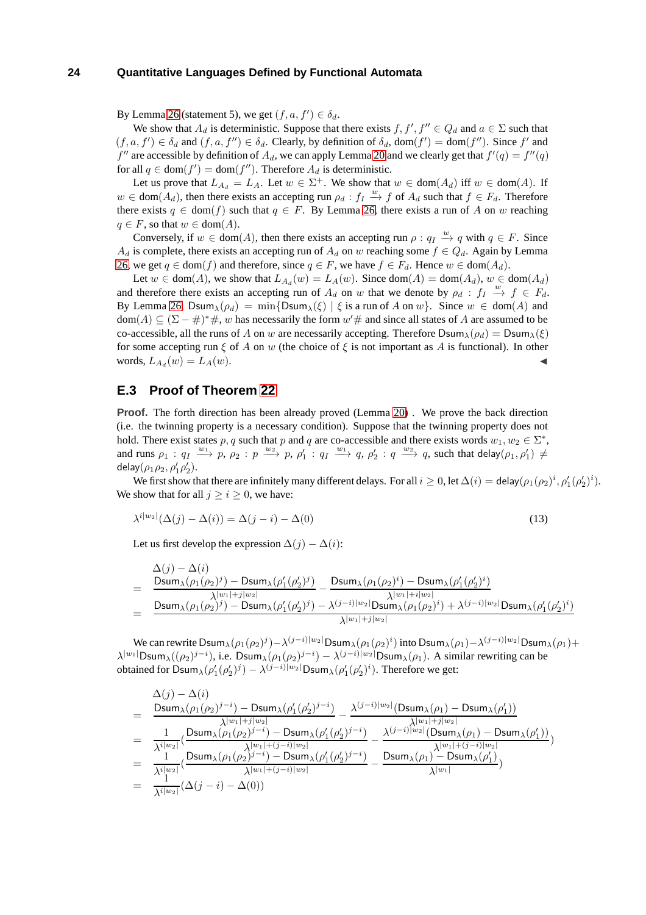By Lemma 26 (statement 5), we get $(f, a, f') \in \delta_d$.

We show that $A_d$ is deterministic. Suppose that there exists $f, f', f'' \in Q_d$ and $a \in \Sigma$ such that $(f, a, f') \in \delta_d$ and $(f, a, f'') \in \delta_d$. Clearly, by definition of $\delta_d$, $\mathrm{dom}(f') = \mathrm{dom}(f'')$. Since $f'$ and $f''$ are accessible by definition of $A_d$, we can apply Lemma 20 and we clearly get that $f'(q) = f''(q)$ for all $q \in \mathrm{dom}(f') = \mathrm{dom}(f'')$. Therefore $A_d$ is deterministic.

Let us prove that $L_{A_d} = L_A$. Let $w \in \Sigma^+$. We show that $w \in \mathrm{dom}(A_d)$ iff $w \in \mathrm{dom}(A)$. If $w \in \mathrm{dom}(A_d)$, then there exists an accepting run $\rho_d : f_I \xrightarrow{w} f$ of $A_d$ such that $f \in F_d$. Therefore there exists $q \in \mathrm{dom}(f)$ such that $q \in F$. By Lemma 26, there exists a run of $A$ on $w$ reaching $q \in F$, so that $w \in \mathrm{dom}(A)$.

Conversely, if $w \in \mathrm{dom}(A)$, then there exists an accepting run $\rho : q_I \xrightarrow{w} q$ with $q \in F$. Since $A_d$ is complete, there exists an accepting run of $A_d$ on $w$ reaching some $f \in Q_d$. Again by Lemma 26, we get $q \in \mathrm{dom}(f)$ and therefore, since $q \in F$, we have $f \in F_d$. Hence $w \in \mathrm{dom}(A_d)$.

Let $w \in \mathrm{dom}(A)$, we show that $L_{A_d}(w) = L_A(w)$. Since $\mathrm{dom}(A) = \mathrm{dom}(A_d)$, $w \in \mathrm{dom}(A_d)$ and therefore there exists an accepting run of $A_d$ on $w$ that we denote by $\rho_d : f_I \xrightarrow{w} f \in F_d$. By Lemma 26, $\mathsf{Dsum}_\lambda(\rho_d) = \min\{\mathsf{Dsum}_\lambda(\xi) \mid \xi \text{ is a run of } A \text{ on } w\}$. Since $w \in \mathrm{dom}(A)$ and $\mathrm{dom}(A) \subseteq (\Sigma - \#)^*\#$, $w$ has necessarily the form $w'\#$ and since all states of $A$ are assumed to be co-accessible, all the runs of $A$ on $w$ are necessarily accepting. Therefore $\mathsf{Dsum}_\lambda(\rho_d) = \mathsf{Dsum}_\lambda(\xi)$ for some accepting run $\xi$ of $A$ on $w$ (the choice of $\xi$ is not important as $A$ is functional). In other words, $L_{A_d}(w) = L_A(w)$. ◂

## E.3 Proof of Theorem 22

**Proof.** The forth direction has been already proved (Lemma 20) . We prove the back direction (i.e. the twinning property is a necessary condition). Suppose that the twinning property does not hold. There exist states $p, q$ such that $p$ and $q$ are co-accessible and there exists words $w_1, w_2 \in \Sigma^*$, and runs $\rho_1 : q_I \xrightarrow{w_1} p$, $\rho_2 : p \xrightarrow{w_2} p$, $\rho_1' : q_I \xrightarrow{w_1} q$, $\rho_2' : q \xrightarrow{w_2} q$, such that $\mathsf{delay}(\rho_1, \rho_1') \neq \mathsf{delay}(\rho_1\rho_2, \rho_1'\rho_2')$.

We first show that there are infinitely many different delays. For all $i \geq 0$, let $\Delta(i) = \mathsf{delay}(\rho_1(\rho_2)^i, \rho_1'(\rho_2')^i)$. We show that for all $j \geq i \geq 0$, we have:

$$\lambda^{i|w_2|}(\Delta(j) - \Delta(i)) = \Delta(j-i) - \Delta(0) \tag{13}$$

Let us first develop the expression $\Delta(j) - \Delta(i)$:

$$\begin{aligned}
&\Delta(j) - \Delta(i) \\
= \;& \frac{\mathsf{Dsum}_\lambda(\rho_1(\rho_2)^j) - \mathsf{Dsum}_\lambda(\rho_1'(\rho_2')^j)}{\lambda^{|w_1|+j|w_2|}} - \frac{\mathsf{Dsum}_\lambda(\rho_1(\rho_2)^i) - \mathsf{Dsum}_\lambda(\rho_1'(\rho_2')^i)}{\lambda^{|w_1|+i|w_2|}} \\
= \;& \frac{\mathsf{Dsum}_\lambda(\rho_1(\rho_2)^j) - \mathsf{Dsum}_\lambda(\rho_1'(\rho_2')^j) - \lambda^{(j-i)|w_2|}\mathsf{Dsum}_\lambda(\rho_1(\rho_2)^i) + \lambda^{(j-i)|w_2|}\mathsf{Dsum}_\lambda(\rho_1'(\rho_2')^i)}{\lambda^{|w_1|+j|w_2|}}
\end{aligned}$$

We can rewrite $\mathsf{Dsum}_\lambda(\rho_1(\rho_2)^j) - \lambda^{(j-i)|w_2|}\mathsf{Dsum}_\lambda(\rho_1(\rho_2)^i)$ into $\mathsf{Dsum}_\lambda(\rho_1) - \lambda^{(j-i)|w_2|}\mathsf{Dsum}_\lambda(\rho_1) + \lambda^{|w_1|}\mathsf{Dsum}_\lambda((\rho_2)^{j-i})$, i.e. $\mathsf{Dsum}_\lambda(\rho_1(\rho_2)^{j-i}) - \lambda^{(j-i)|w_2|}\mathsf{Dsum}_\lambda(\rho_1)$. A similar rewriting can be obtained for $\mathsf{Dsum}_\lambda(\rho_1'(\rho_2')^j) - \lambda^{(j-i)|w_2|}\mathsf{Dsum}_\lambda(\rho_1'(\rho_2')^i)$. Therefore we get:

$$\begin{aligned}
&\Delta(j) - \Delta(i) \\
= \;& \frac{\mathsf{Dsum}_\lambda(\rho_1(\rho_2)^{j-i}) - \mathsf{Dsum}_\lambda(\rho_1'(\rho_2')^{j-i})}{\lambda^{|w_1|+j|w_2|}} - \frac{\lambda^{(j-i)|w_2|}(\mathsf{Dsum}_\lambda(\rho_1) - \mathsf{Dsum}_\lambda(\rho_1'))}{\lambda^{|w_1|+j|w_2|}} \\
= \;& \frac{1}{\lambda^{i|w_2|}}\Big(\frac{\mathsf{Dsum}_\lambda(\rho_1(\rho_2)^{j-i}) - \mathsf{Dsum}_\lambda(\rho_1'(\rho_2')^{j-i})}{\lambda^{|w_1|+(j-i)|w_2|}} - \frac{\lambda^{(j-i)|w_2|}(\mathsf{Dsum}_\lambda(\rho_1) - \mathsf{Dsum}_\lambda(\rho_1'))}{\lambda^{|w_1|+(j-i)|w_2|}}\Big) \\
= \;& \frac{1}{\lambda^{i|w_2|}}\Big(\frac{\mathsf{Dsum}_\lambda(\rho_1(\rho_2)^{j-i}) - \mathsf{Dsum}_\lambda(\rho_1'(\rho_2')^{j-i})}{\lambda^{|w_1|+(j-i)|w_2|}} - \frac{\mathsf{Dsum}_\lambda(\rho_1) - \mathsf{Dsum}_\lambda(\rho_1')}{\lambda^{|w_1|}}\Big) \\
= \;& \frac{1}{\lambda^{i|w_2|}}(\Delta(j-i) - \Delta(0))
\end{aligned}$$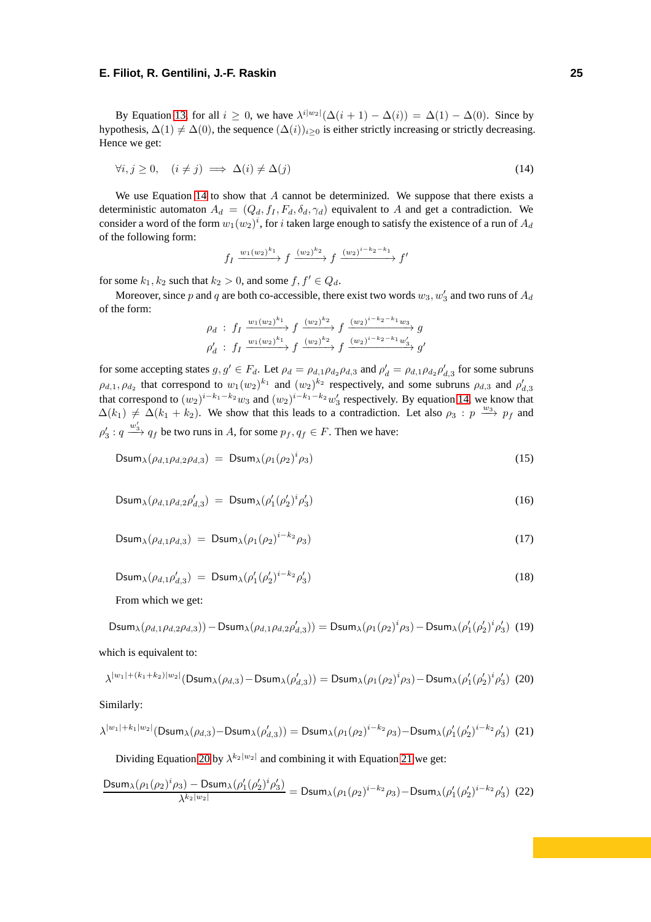By Equation 13, for all $i \geq 0$, we have $\lambda^{i|w_2|}(\Delta(i+1) - \Delta(i)) = \Delta(1) - \Delta(0)$. Since by hypothesis, $\Delta(1) \neq \Delta(0)$, the sequence $(\Delta(i))_{i \geq 0}$ is either strictly increasing or strictly decreasing. Hence we get:

$$\forall i, j \geq 0, \quad (i \neq j) \implies \Delta(i) \neq \Delta(j) \tag{14}$$

We use Equation 14 to show that $A$ cannot be determinized. We suppose that there exists a deterministic automaton $A_d = (Q_d, f_I, F_d, \delta_d, \gamma_d)$ equivalent to $A$ and get a contradiction. We consider a word of the form $w_1(w_2)^i$, for $i$ taken large enough to satisfy the existence of a run of $A_d$ of the following form:

$$f_I \xrightarrow{w_1(w_2)^{k_1}} f \xrightarrow{(w_2)^{k_2}} f \xrightarrow{(w_2)^{i-k_2-k_1}} f'$$

for some $k_1, k_2$ such that $k_2 > 0$, and some $f, f' \in Q_d$.

Moreover, since $p$ and $q$ are both co-accessible, there exist two words $w_3, w_3'$ and two runs of $A_d$ of the form:

$$\begin{array}{l} \rho_d \ : \ f_I \xrightarrow{w_1(w_2)^{k_1}} f \xrightarrow{(w_2)^{k_2}} f \xrightarrow{(w_2)^{i-k_2-k_1}w_3} g \\ \rho_d' \ : \ f_I \xrightarrow{w_1(w_2)^{k_1}} f \xrightarrow{(w_2)^{k_2}} f \xrightarrow{(w_2)^{i-k_2-k_1}w_3'} g' \end{array}$$

for some accepting states $g, g' \in F_d$. Let $\rho_d = \rho_{d,1}\rho_{d_2}\rho_{d,3}$ and $\rho_d' = \rho_{d,1}\rho_{d_2}\rho_{d,3}'$ for some subruns $\rho_{d,1}, \rho_{d_2}$ that correspond to $w_1(w_2)^{k_1}$ and $(w_2)^{k_2}$ respectively, and some subruns $\rho_{d,3}$ and $\rho_{d,3}'$ that correspond to $(w_2)^{i-k_1-k_2}w_3$ and $(w_2)^{i-k_1-k_2}w_3'$ respectively. By equation 14, we know that $\Delta(k_1) \neq \Delta(k_1 + k_2)$. We show that this leads to a contradiction. Let also $\rho_3 : p \xrightarrow{w_3} p_f$ and $\rho_3' : q \xrightarrow{w_3'} q_f$ be two runs in $A$, for some $p_f, q_f \in F$. Then we have:

$$\mathsf{Dsum}_\lambda(\rho_{d,1}\rho_{d,2}\rho_{d,3}) \ = \ \mathsf{Dsum}_\lambda(\rho_1(\rho_2)^i\rho_3) \tag{15}$$

$$\mathsf{Dsum}_\lambda(\rho_{d,1}\rho_{d,2}\rho_{d,3}') \ = \ \mathsf{Dsum}_\lambda(\rho_1'(\rho_2')^i\rho_3') \tag{16}$$

$$\mathsf{Dsum}_\lambda(\rho_{d,1}\rho_{d,3}) \ = \ \mathsf{Dsum}_\lambda(\rho_1(\rho_2)^{i-k_2}\rho_3) \tag{17}$$

$$\mathsf{Dsum}_\lambda(\rho_{d,1}\rho_{d,3}') \ = \ \mathsf{Dsum}_\lambda(\rho_1'(\rho_2')^{i-k_2}\rho_3') \tag{18}$$

From which we get:

$$\mathsf{Dsum}_\lambda(\rho_{d,1}\rho_{d,2}\rho_{d,3})) - \mathsf{Dsum}_\lambda(\rho_{d,1}\rho_{d,2}\rho_{d,3}')) = \mathsf{Dsum}_\lambda(\rho_1(\rho_2)^i\rho_3) - \mathsf{Dsum}_\lambda(\rho_1'(\rho_2')^i\rho_3') \tag{19}$$

which is equivalent to:

$$\lambda^{|w_1|+(k_1+k_2)|w_2|}(\mathsf{Dsum}_\lambda(\rho_{d,3}) - \mathsf{Dsum}_\lambda(\rho_{d,3}')) = \mathsf{Dsum}_\lambda(\rho_1(\rho_2)^i\rho_3) - \mathsf{Dsum}_\lambda(\rho_1'(\rho_2')^i\rho_3') \tag{20}$$

Similarly:

$$\lambda^{|w_1|+k_1|w_2|}(\mathsf{Dsum}_\lambda(\rho_{d,3}) - \mathsf{Dsum}_\lambda(\rho_{d,3}')) = \mathsf{Dsum}_\lambda(\rho_1(\rho_2)^{i-k_2}\rho_3) - \mathsf{Dsum}_\lambda(\rho_1'(\rho_2')^{i-k_2}\rho_3') \tag{21}$$

Dividing Equation 20 by $\lambda^{k_2|w_2|}$ and combining it with Equation 21 we get:

$$\frac{\mathsf{Dsum}_\lambda(\rho_1(\rho_2)^i\rho_3) - \mathsf{Dsum}_\lambda(\rho_1'(\rho_2')^i\rho_3')}{\lambda^{k_2|w_2|}} = \mathsf{Dsum}_\lambda(\rho_1(\rho_2)^{i-k_2}\rho_3) - \mathsf{Dsum}_\lambda(\rho_1'(\rho_2')^{i-k_2}\rho_3') \tag{22}$$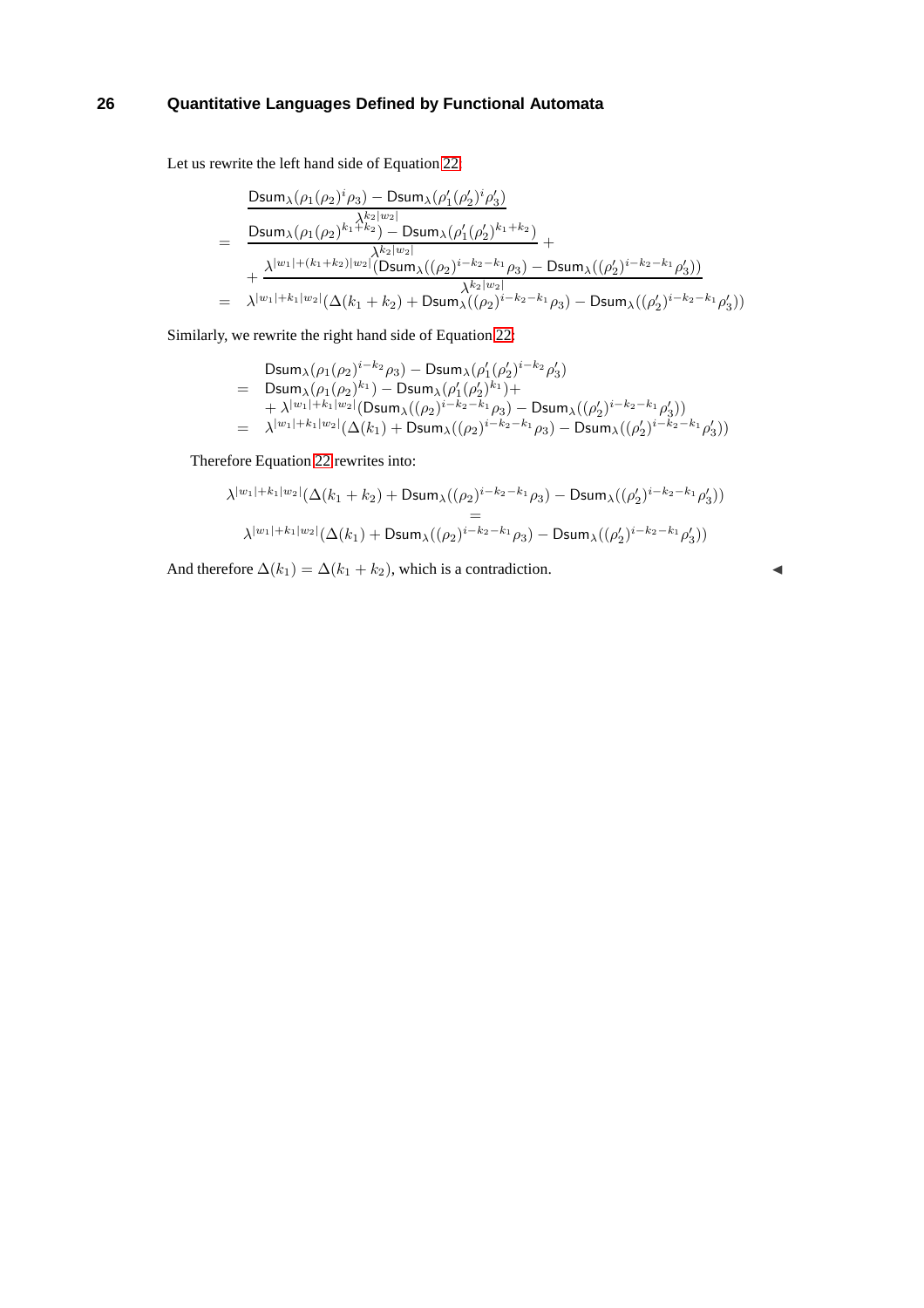Let us rewrite the left hand side of Equation 22:

$$
\begin{aligned}
& \frac{\mathsf{Dsum}_\lambda(\rho_1(\rho_2)^i\rho_3) - \mathsf{Dsum}_\lambda(\rho_1'(\rho_2')^i\rho_3')}{\lambda^{k_2|w_2|}} \\
= \; & \frac{\mathsf{Dsum}_\lambda(\rho_1(\rho_2)^{k_1+k_2}) - \mathsf{Dsum}_\lambda(\rho_1'(\rho_2')^{k_1+k_2})}{\lambda^{k_2|w_2|}} + \\
& + \frac{\lambda^{|w_1|+(k_1+k_2)|w_2|}(\mathsf{Dsum}_\lambda((\rho_2)^{i-k_2-k_1}\rho_3) - \mathsf{Dsum}_\lambda((\rho_2')^{i-k_2-k_1}\rho_3'))}{\lambda^{k_2|w_2|}} \\
= \; & \lambda^{|w_1|+k_1|w_2|}(\Delta(k_1+k_2) + \mathsf{Dsum}_\lambda((\rho_2)^{i-k_2-k_1}\rho_3) - \mathsf{Dsum}_\lambda((\rho_2')^{i-k_2-k_1}\rho_3'))
\end{aligned}
$$

Similarly, we rewrite the right hand side of Equation 22:

$$
\begin{aligned}
& \mathsf{Dsum}_\lambda(\rho_1(\rho_2)^{i-k_2}\rho_3) - \mathsf{Dsum}_\lambda(\rho_1'(\rho_2')^{i-k_2}\rho_3') \\
= \; & \mathsf{Dsum}_\lambda(\rho_1(\rho_2)^{k_1}) - \mathsf{Dsum}_\lambda(\rho_1'(\rho_2')^{k_1}) + \\
& + \lambda^{|w_1|+k_1|w_2|}(\mathsf{Dsum}_\lambda((\rho_2)^{i-k_2-k_1}\rho_3) - \mathsf{Dsum}_\lambda((\rho_2')^{i-k_2-k_1}\rho_3')) \\
= \; & \lambda^{|w_1|+k_1|w_2|}(\Delta(k_1) + \mathsf{Dsum}_\lambda((\rho_2)^{i-k_2-k_1}\rho_3) - \mathsf{Dsum}_\lambda((\rho_2')^{i-k_2-k_1}\rho_3'))
\end{aligned}
$$

Therefore Equation 22 rewrites into:

$$
\begin{gathered}
\lambda^{|w_1|+k_1|w_2|}(\Delta(k_1+k_2) + \mathsf{Dsum}_\lambda((\rho_2)^{i-k_2-k_1}\rho_3) - \mathsf{Dsum}_\lambda((\rho_2')^{i-k_2-k_1}\rho_3')) \\
= \\
\lambda^{|w_1|+k_1|w_2|}(\Delta(k_1) + \mathsf{Dsum}_\lambda((\rho_2)^{i-k_2-k_1}\rho_3) - \mathsf{Dsum}_\lambda((\rho_2')^{i-k_2-k_1}\rho_3'))
\end{gathered}
$$

And therefore $\Delta(k_1) = \Delta(k_1 + k_2)$, which is a contradiction. ◀